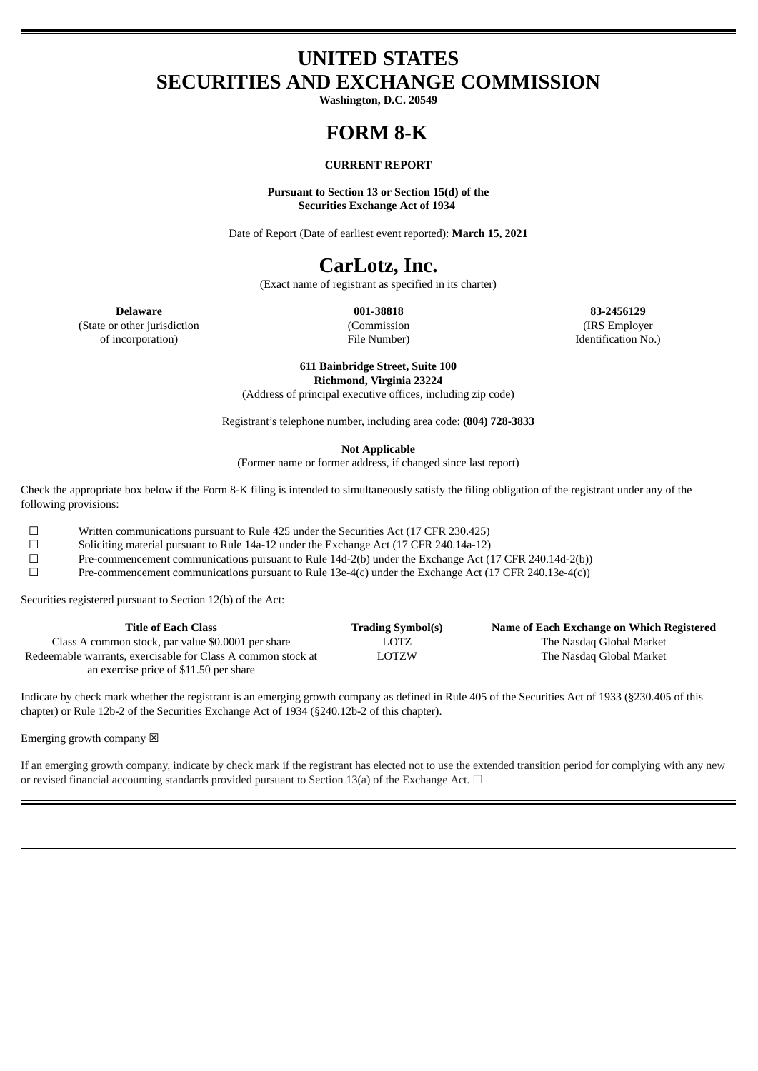# UNITED STATES
# SECURITIES AND EXCHANGE COMMISSION

**Washington, D.C. 20549**

# FORM 8-K

**CURRENT REPORT**

**Pursuant to Section 13 or Section 15(d) of the Securities Exchange Act of 1934**

Date of Report (Date of earliest event reported): **March 15, 2021**

# CarLotz, Inc.

(Exact name of registrant as specified in its charter)

| **Delaware** | **001-38818** | **83-2456129** |
|---|---|---|
| (State or other jurisdiction of incorporation) | (Commission File Number) | (IRS Employer Identification No.) |

**611 Bainbridge Street, Suite 100**
**Richmond, Virginia 23224**
(Address of principal executive offices, including zip code)

Registrant's telephone number, including area code: **(804) 728-3833**

**Not Applicable**
(Former name or former address, if changed since last report)

Check the appropriate box below if the Form 8-K filing is intended to simultaneously satisfy the filing obligation of the registrant under any of the following provisions:

☐ Written communications pursuant to Rule 425 under the Securities Act (17 CFR 230.425)

☐ Soliciting material pursuant to Rule 14a-12 under the Exchange Act (17 CFR 240.14a-12)

☐ Pre-commencement communications pursuant to Rule 14d-2(b) under the Exchange Act (17 CFR 240.14d-2(b))

☐ Pre-commencement communications pursuant to Rule 13e-4(c) under the Exchange Act (17 CFR 240.13e-4(c))

Securities registered pursuant to Section 12(b) of the Act:

| Title of Each Class | Trading Symbol(s) | Name of Each Exchange on Which Registered |
|---|---|---|
| Class A common stock, par value $0.0001 per share | LOTZ | The Nasdaq Global Market |
| Redeemable warrants, exercisable for Class A common stock at an exercise price of $11.50 per share | LOTZW | The Nasdaq Global Market |

Indicate by check mark whether the registrant is an emerging growth company as defined in Rule 405 of the Securities Act of 1933 (§230.405 of this chapter) or Rule 12b-2 of the Securities Exchange Act of 1934 (§240.12b-2 of this chapter).

Emerging growth company ☒

If an emerging growth company, indicate by check mark if the registrant has elected not to use the extended transition period for complying with any new or revised financial accounting standards provided pursuant to Section 13(a) of the Exchange Act. ☐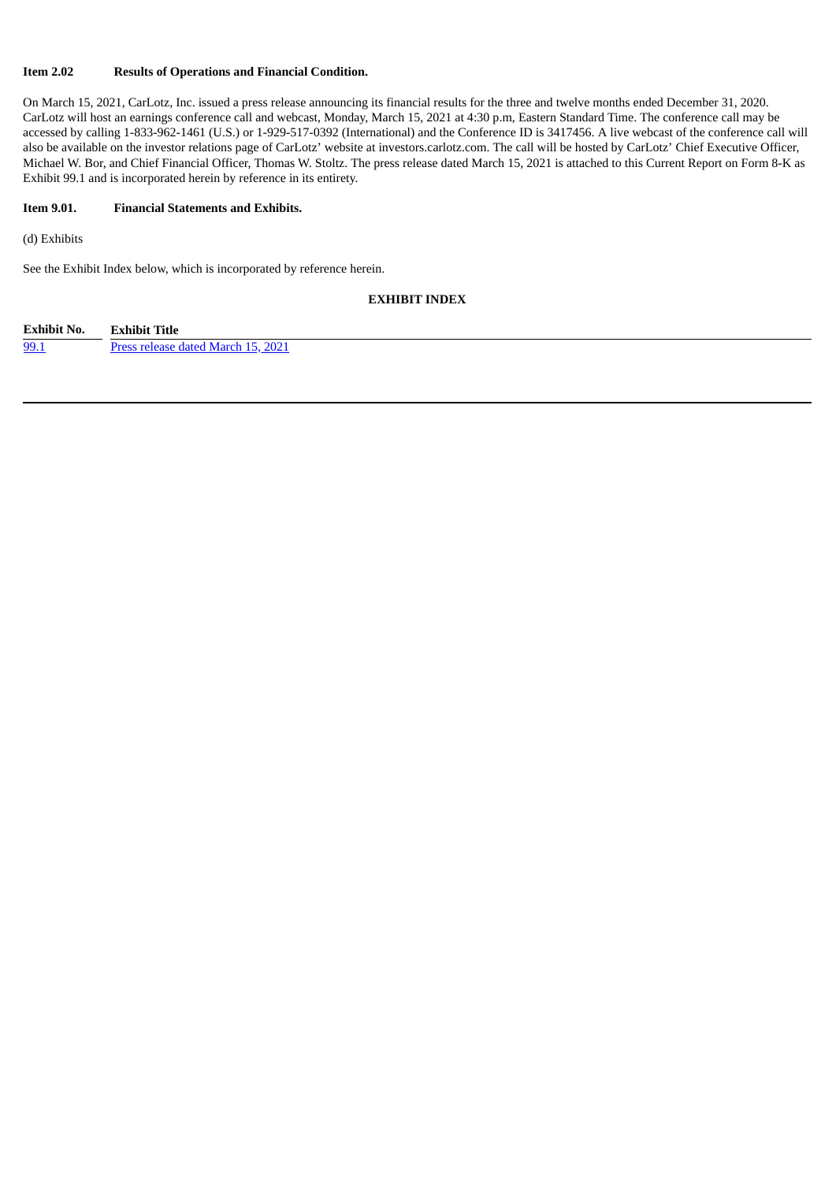**Item 2.02 Results of Operations and Financial Condition.**

On March 15, 2021, CarLotz, Inc. issued a press release announcing its financial results for the three and twelve months ended December 31, 2020. CarLotz will host an earnings conference call and webcast, Monday, March 15, 2021 at 4:30 p.m, Eastern Standard Time. The conference call may be accessed by calling 1-833-962-1461 (U.S.) or 1-929-517-0392 (International) and the Conference ID is 3417456. A live webcast of the conference call will also be available on the investor relations page of CarLotz' website at investors.carlotz.com. The call will be hosted by CarLotz' Chief Executive Officer, Michael W. Bor, and Chief Financial Officer, Thomas W. Stoltz. The press release dated March 15, 2021 is attached to this Current Report on Form 8-K as Exhibit 99.1 and is incorporated herein by reference in its entirety.

**Item 9.01. Financial Statements and Exhibits.**

(d) Exhibits

See the Exhibit Index below, which is incorporated by reference herein.

**EXHIBIT INDEX**

| Exhibit No. | Exhibit Title |
| --- | --- |
| 99.1 | Press release dated March 15, 2021 |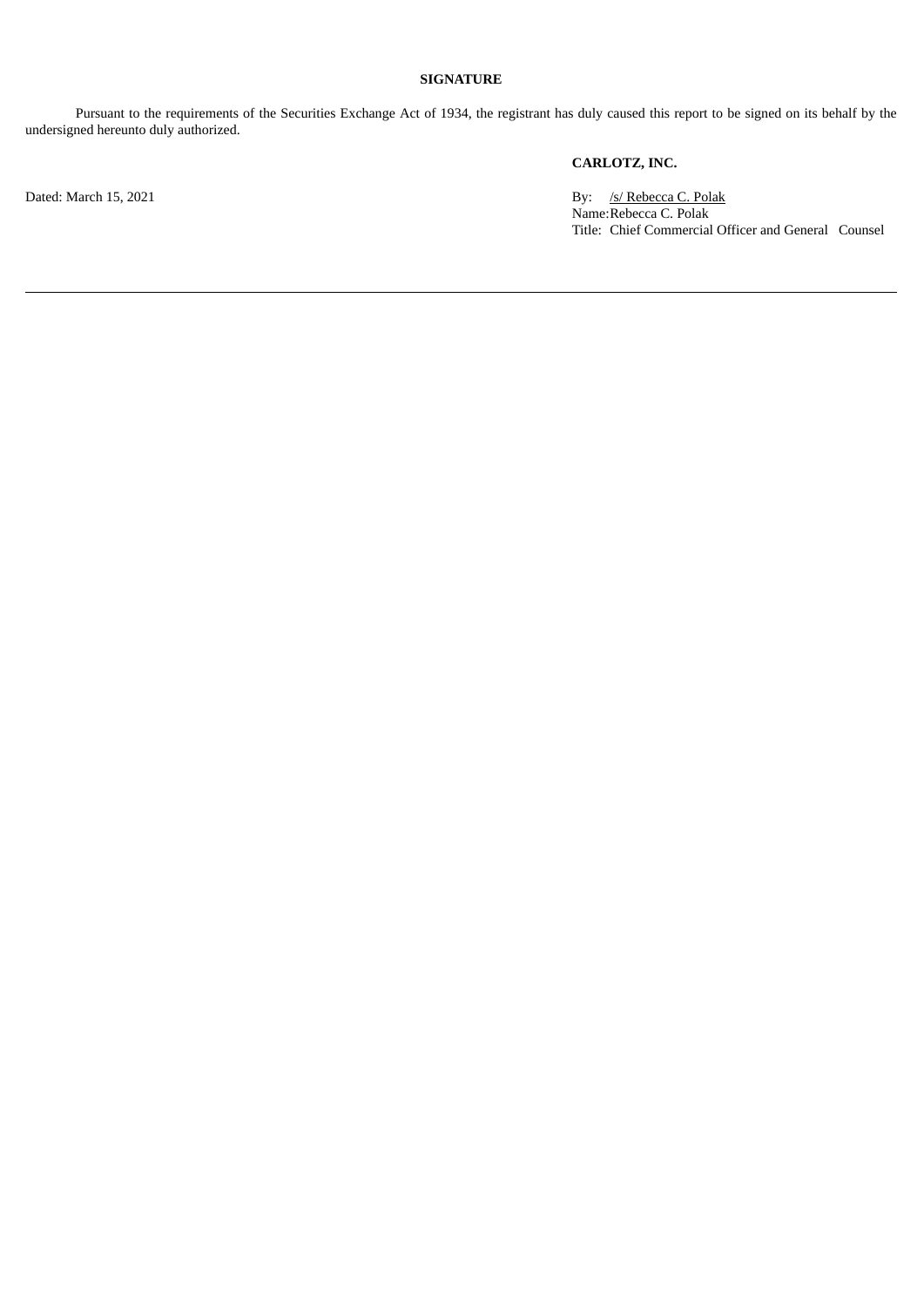## SIGNATURE

Pursuant to the requirements of the Securities Exchange Act of 1934, the registrant has duly caused this report to be signed on its behalf by the undersigned hereunto duly authorized.

**CARLOTZ, INC.**

Dated: March 15, 2021

By: /s/ Rebecca C. Polak
Name: Rebecca C. Polak
Title: Chief Commercial Officer and General Counsel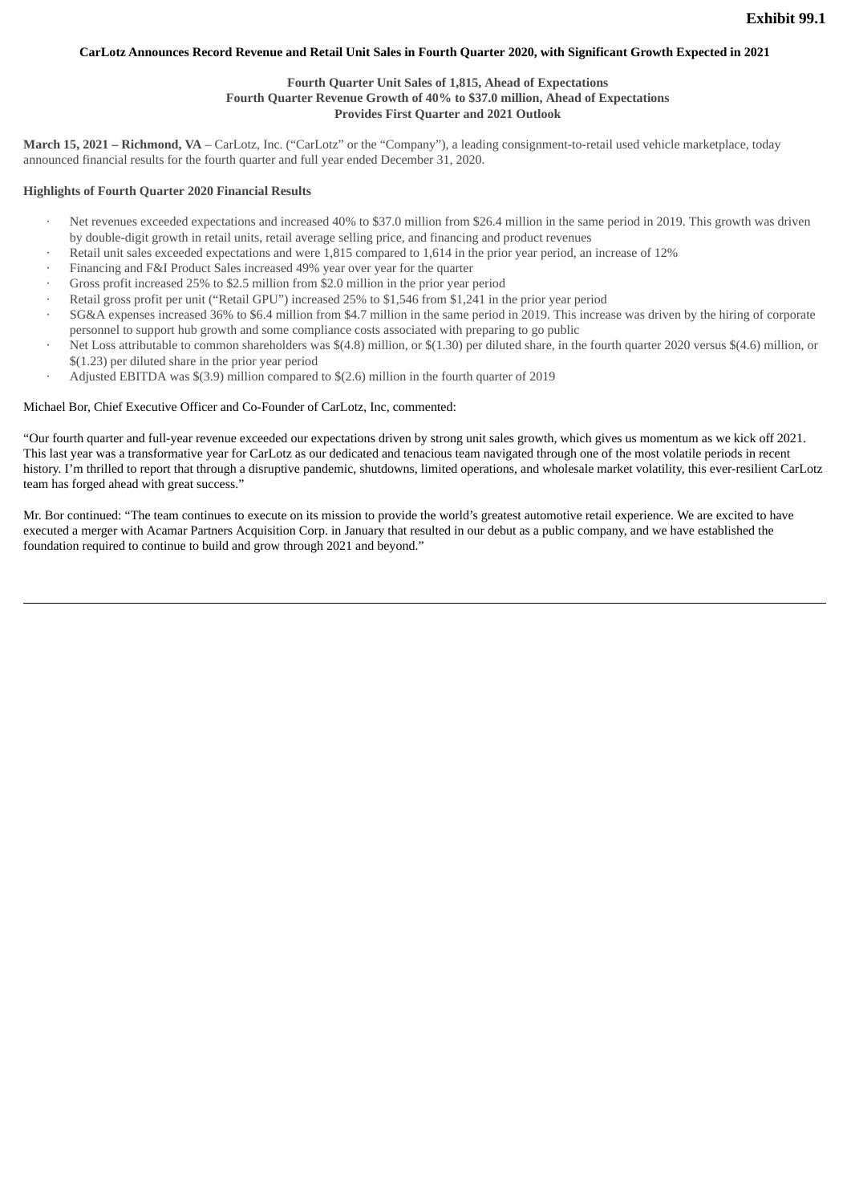**Exhibit 99.1**

# CarLotz Announces Record Revenue and Retail Unit Sales in Fourth Quarter 2020, with Significant Growth Expected in 2021

**Fourth Quarter Unit Sales of 1,815, Ahead of Expectations**
**Fourth Quarter Revenue Growth of 40% to $37.0 million, Ahead of Expectations**
**Provides First Quarter and 2021 Outlook**

**March 15, 2021 – Richmond, VA** – CarLotz, Inc. ("CarLotz" or the "Company"), a leading consignment-to-retail used vehicle marketplace, today announced financial results for the fourth quarter and full year ended December 31, 2020.

**Highlights of Fourth Quarter 2020 Financial Results**

- Net revenues exceeded expectations and increased 40% to $37.0 million from $26.4 million in the same period in 2019. This growth was driven by double-digit growth in retail units, retail average selling price, and financing and product revenues
- Retail unit sales exceeded expectations and were 1,815 compared to 1,614 in the prior year period, an increase of 12%
- Financing and F&I Product Sales increased 49% year over year for the quarter
- Gross profit increased 25% to $2.5 million from $2.0 million in the prior year period
- Retail gross profit per unit ("Retail GPU") increased 25% to $1,546 from $1,241 in the prior year period
- SG&A expenses increased 36% to $6.4 million from $4.7 million in the same period in 2019. This increase was driven by the hiring of corporate personnel to support hub growth and some compliance costs associated with preparing to go public
- Net Loss attributable to common shareholders was $(4.8) million, or $(1.30) per diluted share, in the fourth quarter 2020 versus $(4.6) million, or $(1.23) per diluted share in the prior year period
- Adjusted EBITDA was $(3.9) million compared to $(2.6) million in the fourth quarter of 2019

Michael Bor, Chief Executive Officer and Co-Founder of CarLotz, Inc, commented:

"Our fourth quarter and full-year revenue exceeded our expectations driven by strong unit sales growth, which gives us momentum as we kick off 2021. This last year was a transformative year for CarLotz as our dedicated and tenacious team navigated through one of the most volatile periods in recent history. I'm thrilled to report that through a disruptive pandemic, shutdowns, limited operations, and wholesale market volatility, this ever-resilient CarLotz team has forged ahead with great success."

Mr. Bor continued: "The team continues to execute on its mission to provide the world's greatest automotive retail experience. We are excited to have executed a merger with Acamar Partners Acquisition Corp. in January that resulted in our debut as a public company, and we have established the foundation required to continue to build and grow through 2021 and beyond."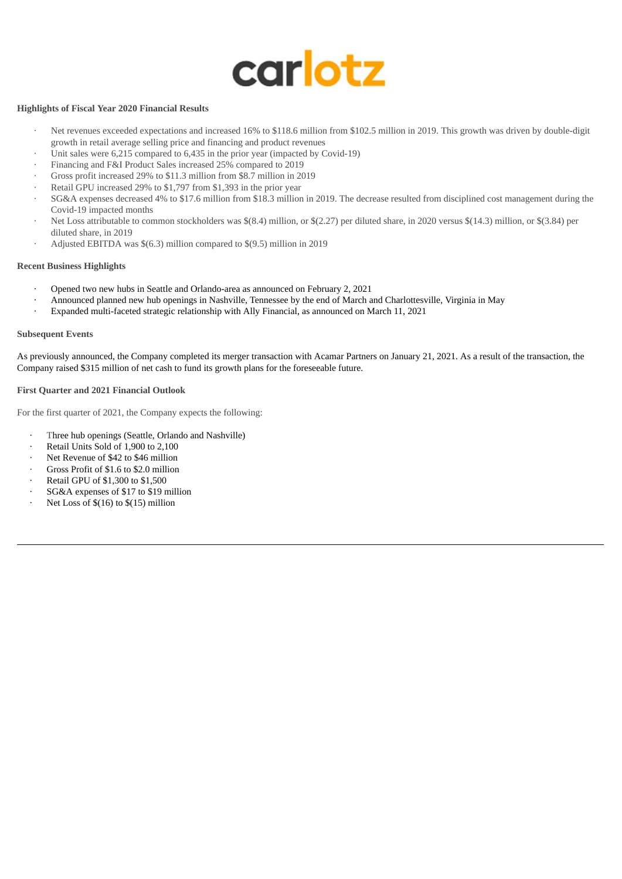carlotz

**Highlights of Fiscal Year 2020 Financial Results**

- Net revenues exceeded expectations and increased 16% to $118.6 million from $102.5 million in 2019. This growth was driven by double-digit growth in retail average selling price and financing and product revenues
- Unit sales were 6,215 compared to 6,435 in the prior year (impacted by Covid-19)
- Financing and F&I Product Sales increased 25% compared to 2019
- Gross profit increased 29% to $11.3 million from $8.7 million in 2019
- Retail GPU increased 29% to $1,797 from $1,393 in the prior year
- SG&A expenses decreased 4% to $17.6 million from $18.3 million in 2019. The decrease resulted from disciplined cost management during the Covid-19 impacted months
- Net Loss attributable to common stockholders was $(8.4) million, or $(2.27) per diluted share, in 2020 versus $(14.3) million, or $(3.84) per diluted share, in 2019
- Adjusted EBITDA was $(6.3) million compared to $(9.5) million in 2019

**Recent Business Highlights**

- Opened two new hubs in Seattle and Orlando-area as announced on February 2, 2021
- Announced planned new hub openings in Nashville, Tennessee by the end of March and Charlottesville, Virginia in May
- Expanded multi-faceted strategic relationship with Ally Financial, as announced on March 11, 2021

**Subsequent Events**

As previously announced, the Company completed its merger transaction with Acamar Partners on January 21, 2021. As a result of the transaction, the Company raised $315 million of net cash to fund its growth plans for the foreseeable future.

**First Quarter and 2021 Financial Outlook**

For the first quarter of 2021, the Company expects the following:

- Three hub openings (Seattle, Orlando and Nashville)
- Retail Units Sold of 1,900 to 2,100
- Net Revenue of $42 to $46 million
- Gross Profit of $1.6 to $2.0 million
- Retail GPU of $1,300 to $1,500
- SG&A expenses of $17 to $19 million
- Net Loss of $(16) to $(15) million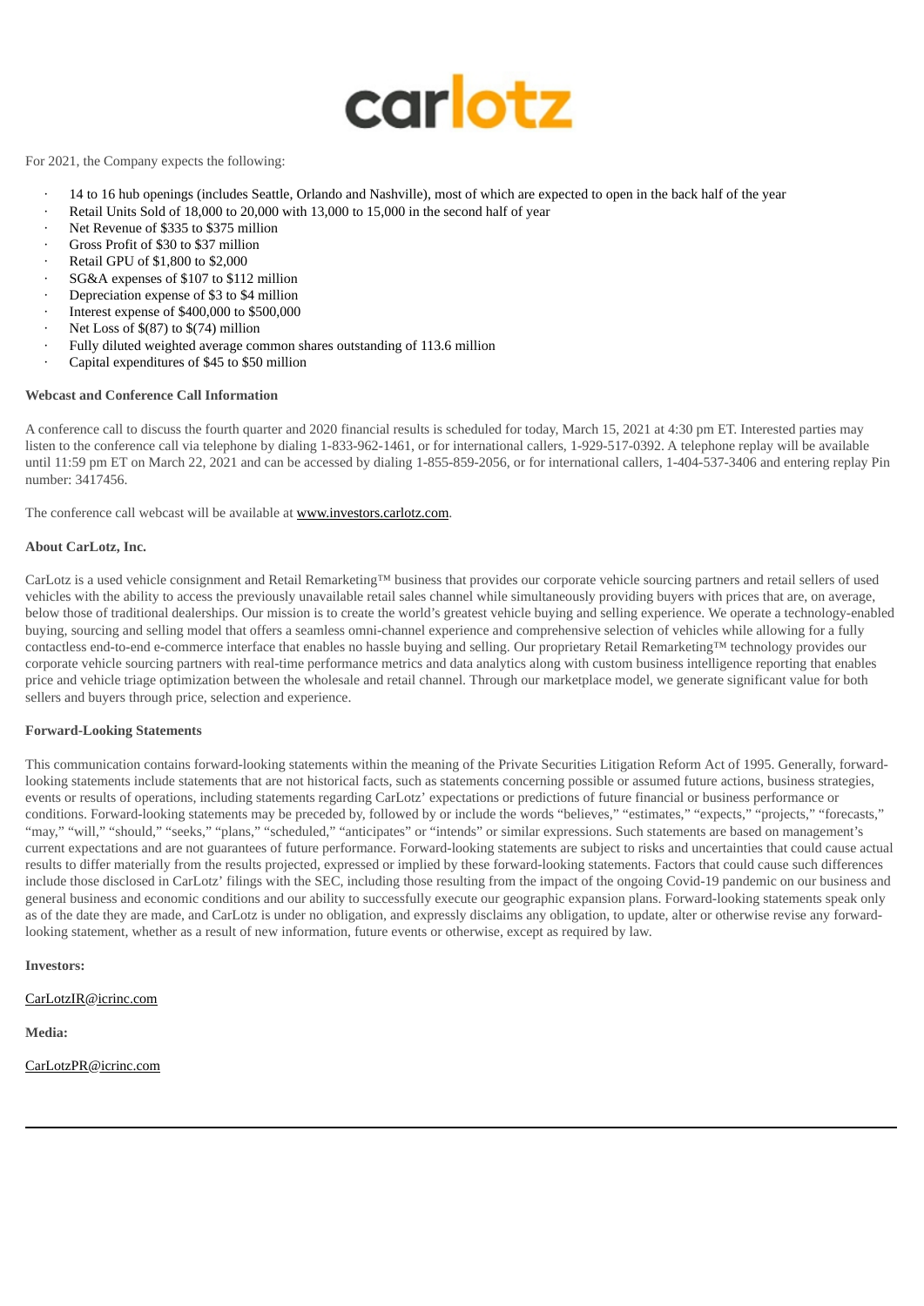For 2021, the Company expects the following:

- 14 to 16 hub openings (includes Seattle, Orlando and Nashville), most of which are expected to open in the back half of the year
- Retail Units Sold of 18,000 to 20,000 with 13,000 to 15,000 in the second half of year
- Net Revenue of $335 to $375 million
- Gross Profit of $30 to $37 million
- Retail GPU of $1,800 to $2,000
- SG&A expenses of $107 to $112 million
- Depreciation expense of $3 to $4 million
- Interest expense of $400,000 to $500,000
- Net Loss of $(87) to $(74) million
- Fully diluted weighted average common shares outstanding of 113.6 million
- Capital expenditures of $45 to $50 million

**Webcast and Conference Call Information**

A conference call to discuss the fourth quarter and 2020 financial results is scheduled for today, March 15, 2021 at 4:30 pm ET. Interested parties may listen to the conference call via telephone by dialing 1-833-962-1461, or for international callers, 1-929-517-0392. A telephone replay will be available until 11:59 pm ET on March 22, 2021 and can be accessed by dialing 1-855-859-2056, or for international callers, 1-404-537-3406 and entering replay Pin number: 3417456.

The conference call webcast will be available at www.investors.carlotz.com.

**About CarLotz, Inc.**

CarLotz is a used vehicle consignment and Retail Remarketing™ business that provides our corporate vehicle sourcing partners and retail sellers of used vehicles with the ability to access the previously unavailable retail sales channel while simultaneously providing buyers with prices that are, on average, below those of traditional dealerships. Our mission is to create the world's greatest vehicle buying and selling experience. We operate a technology-enabled buying, sourcing and selling model that offers a seamless omni-channel experience and comprehensive selection of vehicles while allowing for a fully contactless end-to-end e-commerce interface that enables no hassle buying and selling. Our proprietary Retail Remarketing™ technology provides our corporate vehicle sourcing partners with real-time performance metrics and data analytics along with custom business intelligence reporting that enables price and vehicle triage optimization between the wholesale and retail channel. Through our marketplace model, we generate significant value for both sellers and buyers through price, selection and experience.

**Forward-Looking Statements**

This communication contains forward-looking statements within the meaning of the Private Securities Litigation Reform Act of 1995. Generally, forward-looking statements include statements that are not historical facts, such as statements concerning possible or assumed future actions, business strategies, events or results of operations, including statements regarding CarLotz' expectations or predictions of future financial or business performance or conditions. Forward-looking statements may be preceded by, followed by or include the words "believes," "estimates," "expects," "projects," "forecasts," "may," "will," "should," "seeks," "plans," "scheduled," "anticipates" or "intends" or similar expressions. Such statements are based on management's current expectations and are not guarantees of future performance. Forward-looking statements are subject to risks and uncertainties that could cause actual results to differ materially from the results projected, expressed or implied by these forward-looking statements. Factors that could cause such differences include those disclosed in CarLotz' filings with the SEC, including those resulting from the impact of the ongoing Covid-19 pandemic on our business and general business and economic conditions and our ability to successfully execute our geographic expansion plans. Forward-looking statements speak only as of the date they are made, and CarLotz is under no obligation, and expressly disclaims any obligation, to update, alter or otherwise revise any forward-looking statement, whether as a result of new information, future events or otherwise, except as required by law.

**Investors:**

CarLotzIR@icrinc.com

**Media:**

CarLotzPR@icrinc.com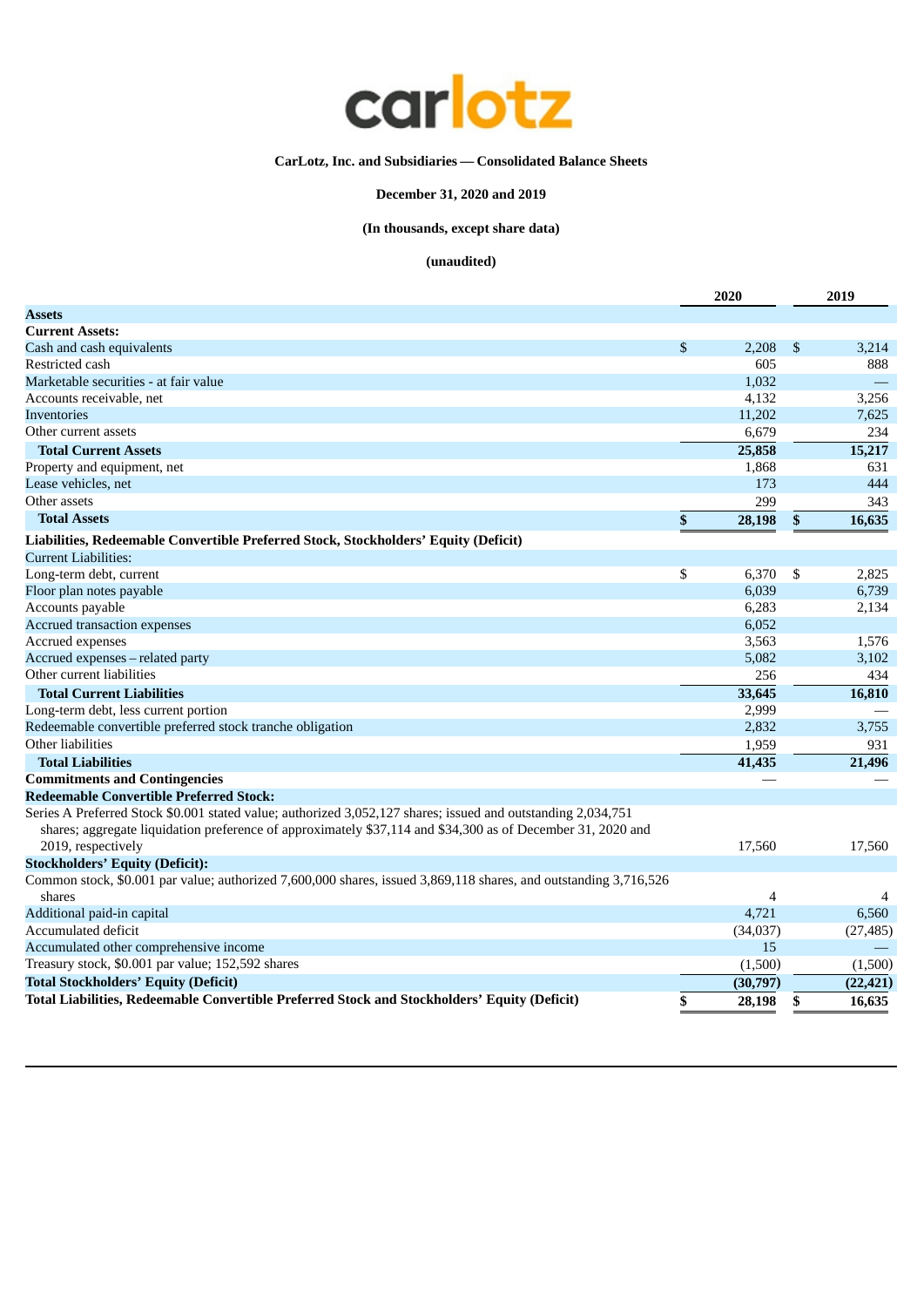carlotz

**CarLotz, Inc. and Subsidiaries — Consolidated Balance Sheets**

**December 31, 2020 and 2019**

**(In thousands, except share data)**

**(unaudited)**

| | 2020 | 2019 |
|---|---|---|
| **Assets** | | |
| **Current Assets:** | | |
| Cash and cash equivalents | $ 2,208 | $ 3,214 |
| Restricted cash | 605 | 888 |
| Marketable securities - at fair value | 1,032 | — |
| Accounts receivable, net | 4,132 | 3,256 |
| Inventories | 11,202 | 7,625 |
| Other current assets | 6,679 | 234 |
| **Total Current Assets** | **25,858** | **15,217** |
| Property and equipment, net | 1,868 | 631 |
| Lease vehicles, net | 173 | 444 |
| Other assets | 299 | 343 |
| **Total Assets** | **$ 28,198** | **$ 16,635** |
| **Liabilities, Redeemable Convertible Preferred Stock, Stockholders' Equity (Deficit)** | | |
| Current Liabilities: | | |
| Long-term debt, current | $ 6,370 | $ 2,825 |
| Floor plan notes payable | 6,039 | 6,739 |
| Accounts payable | 6,283 | 2,134 |
| Accrued transaction expenses | 6,052 | |
| Accrued expenses | 3,563 | 1,576 |
| Accrued expenses – related party | 5,082 | 3,102 |
| Other current liabilities | 256 | 434 |
| **Total Current Liabilities** | **33,645** | **16,810** |
| Long-term debt, less current portion | 2,999 | — |
| Redeemable convertible preferred stock tranche obligation | 2,832 | 3,755 |
| Other liabilities | 1,959 | 931 |
| **Total Liabilities** | **41,435** | **21,496** |
| **Commitments and Contingencies** | — | — |
| **Redeemable Convertible Preferred Stock:** | | |
| Series A Preferred Stock $0.001 stated value; authorized 3,052,127 shares; issued and outstanding 2,034,751 shares; aggregate liquidation preference of approximately $37,114 and $34,300 as of December 31, 2020 and 2019, respectively | 17,560 | 17,560 |
| **Stockholders' Equity (Deficit):** | | |
| Common stock, $0.001 par value; authorized 7,600,000 shares, issued 3,869,118 shares, and outstanding 3,716,526 shares | 4 | 4 |
| Additional paid-in capital | 4,721 | 6,560 |
| Accumulated deficit | (34,037) | (27,485) |
| Accumulated other comprehensive income | 15 | — |
| Treasury stock, $0.001 par value; 152,592 shares | (1,500) | (1,500) |
| **Total Stockholders' Equity (Deficit)** | **(30,797)** | **(22,421)** |
| **Total Liabilities, Redeemable Convertible Preferred Stock and Stockholders' Equity (Deficit)** | **$ 28,198** | **$ 16,635** |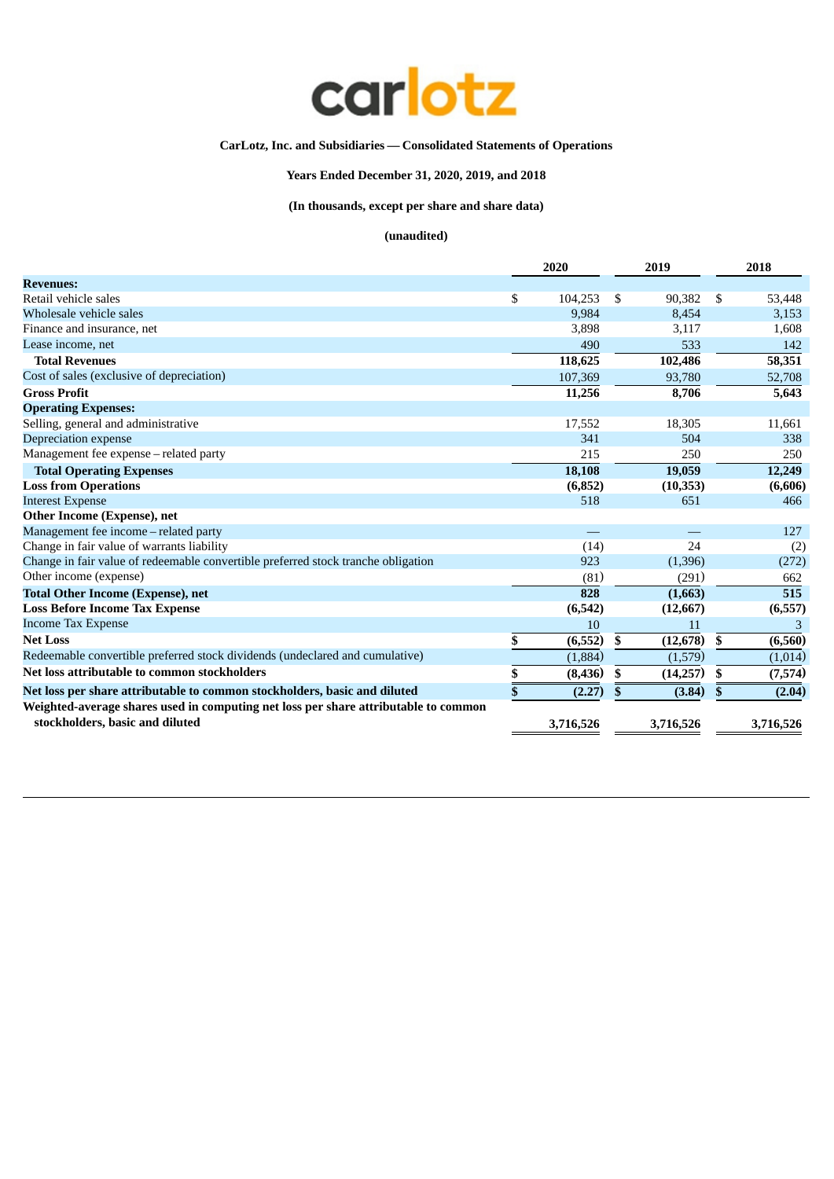carlotz

**CarLotz, Inc. and Subsidiaries — Consolidated Statements of Operations**

**Years Ended December 31, 2020, 2019, and 2018**

**(In thousands, except per share and share data)**

**(unaudited)**

| | 2020 | 2019 | 2018 |
|---|---|---|---|
| **Revenues:** | | | |
| Retail vehicle sales | $ 104,253 | $ 90,382 | $ 53,448 |
| Wholesale vehicle sales | 9,984 | 8,454 | 3,153 |
| Finance and insurance, net | 3,898 | 3,117 | 1,608 |
| Lease income, net | 490 | 533 | 142 |
| **Total Revenues** | **118,625** | **102,486** | **58,351** |
| Cost of sales (exclusive of depreciation) | 107,369 | 93,780 | 52,708 |
| **Gross Profit** | **11,256** | **8,706** | **5,643** |
| **Operating Expenses:** | | | |
| Selling, general and administrative | 17,552 | 18,305 | 11,661 |
| Depreciation expense | 341 | 504 | 338 |
| Management fee expense – related party | 215 | 250 | 250 |
| **Total Operating Expenses** | **18,108** | **19,059** | **12,249** |
| **Loss from Operations** | **(6,852)** | **(10,353)** | **(6,606)** |
| Interest Expense | 518 | 651 | 466 |
| **Other Income (Expense), net** | | | |
| Management fee income – related party | — | — | 127 |
| Change in fair value of warrants liability | (14) | 24 | (2) |
| Change in fair value of redeemable convertible preferred stock tranche obligation | 923 | (1,396) | (272) |
| Other income (expense) | (81) | (291) | 662 |
| **Total Other Income (Expense), net** | **828** | **(1,663)** | **515** |
| **Loss Before Income Tax Expense** | **(6,542)** | **(12,667)** | **(6,557)** |
| Income Tax Expense | 10 | 11 | 3 |
| **Net Loss** | **$ (6,552)** | **$ (12,678)** | **$ (6,560)** |
| Redeemable convertible preferred stock dividends (undeclared and cumulative) | (1,884) | (1,579) | (1,014) |
| **Net loss attributable to common stockholders** | **$ (8,436)** | **$ (14,257)** | **$ (7,574)** |
| **Net loss per share attributable to common stockholders, basic and diluted** | **$ (2.27)** | **$ (3.84)** | **$ (2.04)** |
| **Weighted-average shares used in computing net loss per share attributable to common stockholders, basic and diluted** | **3,716,526** | **3,716,526** | **3,716,526** |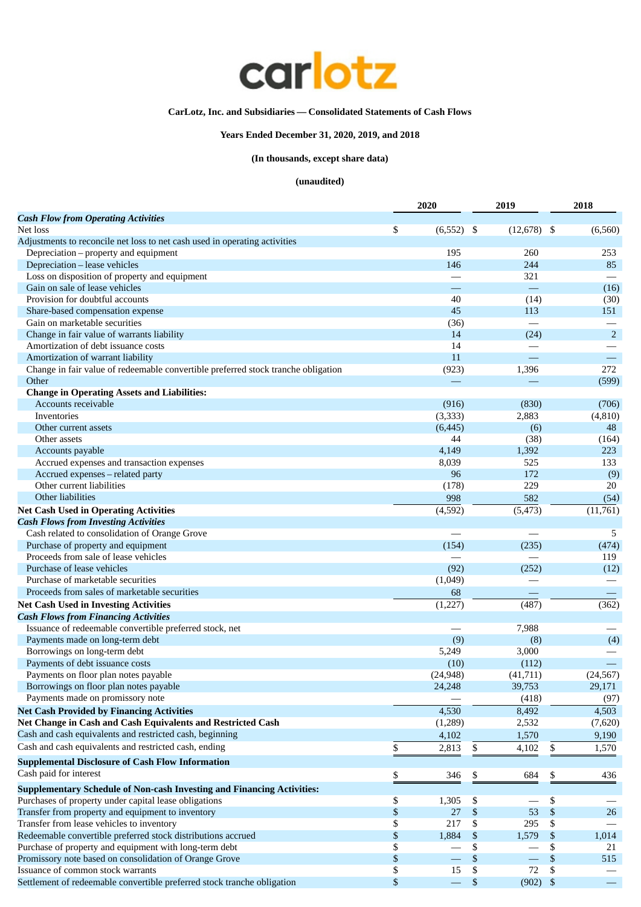carlotz

**CarLotz, Inc. and Subsidiaries — Consolidated Statements of Cash Flows**

**Years Ended December 31, 2020, 2019, and 2018**

**(In thousands, except share data)**

**(unaudited)**

| | 2020 | 2019 | 2018 |
|---|---|---|---|
| ***Cash Flow from Operating Activities*** | | | |
| Net loss | $ (6,552) | $ (12,678) | $ (6,560) |
| Adjustments to reconcile net loss to net cash used in operating activities | | | |
| Depreciation – property and equipment | 195 | 260 | 253 |
| Depreciation – lease vehicles | 146 | 244 | 85 |
| Loss on disposition of property and equipment | — | 321 | — |
| Gain on sale of lease vehicles | — | — | (16) |
| Provision for doubtful accounts | 40 | (14) | (30) |
| Share-based compensation expense | 45 | 113 | 151 |
| Gain on marketable securities | (36) | — | — |
| Change in fair value of warrants liability | 14 | (24) | 2 |
| Amortization of debt issuance costs | 14 | — | — |
| Amortization of warrant liability | 11 | — | — |
| Change in fair value of redeemable convertible preferred stock tranche obligation | (923) | 1,396 | 272 |
| Other | — | — | (599) |
| **Change in Operating Assets and Liabilities:** | | | |
| Accounts receivable | (916) | (830) | (706) |
| Inventories | (3,333) | 2,883 | (4,810) |
| Other current assets | (6,445) | (6) | 48 |
| Other assets | 44 | (38) | (164) |
| Accounts payable | 4,149 | 1,392 | 223 |
| Accrued expenses and transaction expenses | 8,039 | 525 | 133 |
| Accrued expenses – related party | 96 | 172 | (9) |
| Other current liabilities | (178) | 229 | 20 |
| Other liabilities | 998 | 582 | (54) |
| **Net Cash Used in Operating Activities** | (4,592) | (5,473) | (11,761) |
| ***Cash Flows from Investing Activities*** | | | |
| Cash related to consolidation of Orange Grove | — | — | 5 |
| Purchase of property and equipment | (154) | (235) | (474) |
| Proceeds from sale of lease vehicles | — | — | 119 |
| Purchase of lease vehicles | (92) | (252) | (12) |
| Purchase of marketable securities | (1,049) | — | — |
| Proceeds from sales of marketable securities | 68 | — | — |
| **Net Cash Used in Investing Activities** | (1,227) | (487) | (362) |
| ***Cash Flows from Financing Activities*** | | | |
| Issuance of redeemable convertible preferred stock, net | — | 7,988 | — |
| Payments made on long-term debt | (9) | (8) | (4) |
| Borrowings on long-term debt | 5,249 | 3,000 | — |
| Payments of debt issuance costs | (10) | (112) | — |
| Payments on floor plan notes payable | (24,948) | (41,711) | (24,567) |
| Borrowings on floor plan notes payable | 24,248 | 39,753 | 29,171 |
| Payments made on promissory note | — | (418) | (97) |
| **Net Cash Provided by Financing Activities** | 4,530 | 8,492 | 4,503 |
| **Net Change in Cash and Cash Equivalents and Restricted Cash** | (1,289) | 2,532 | (7,620) |
| Cash and cash equivalents and restricted cash, beginning | 4,102 | 1,570 | 9,190 |
| Cash and cash equivalents and restricted cash, ending | $ 2,813 | $ 4,102 | $ 1,570 |
| **Supplemental Disclosure of Cash Flow Information** | | | |
| Cash paid for interest | $ 346 | $ 684 | $ 436 |
| **Supplementary Schedule of Non-cash Investing and Financing Activities:** | | | |
| Purchases of property under capital lease obligations | $ 1,305 | $ — | $ — |
| Transfer from property and equipment to inventory | $ 27 | $ 53 | $ 26 |
| Transfer from lease vehicles to inventory | $ 217 | $ 295 | $ — |
| Redeemable convertible preferred stock distributions accrued | $ 1,884 | $ 1,579 | $ 1,014 |
| Purchase of property and equipment with long-term debt | $ — | $ — | $ 21 |
| Promissory note based on consolidation of Orange Grove | $ — | $ — | $ 515 |
| Issuance of common stock warrants | $ 15 | $ 72 | $ — |
| Settlement of redeemable convertible preferred stock tranche obligation | $ — | $ (902) | $ — |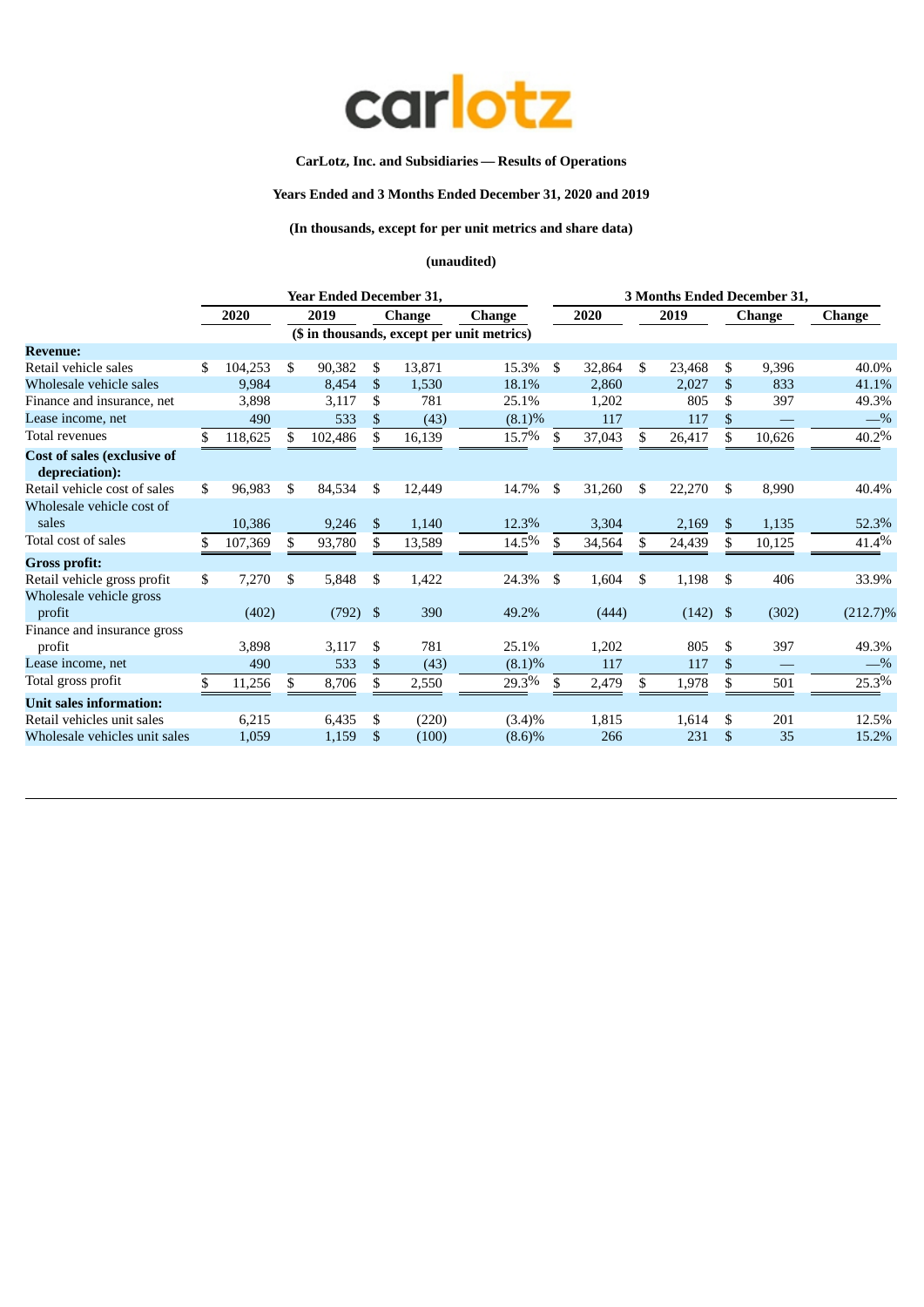**carlotz**

**CarLotz, Inc. and Subsidiaries — Results of Operations**

**Years Ended and 3 Months Ended December 31, 2020 and 2019**

**(In thousands, except for per unit metrics and share data)**

**(unaudited)**

| | Year Ended December 31, | | | | 3 Months Ended December 31, | | | |
|---|---|---|---|---|---|---|---|---|
| | 2020 | 2019 | Change | Change | 2020 | 2019 | Change | Change |
| | ($ in thousands, except per unit metrics) | | | | | | | |
| **Revenue:** | | | | | | | | |
| Retail vehicle sales | $ 104,253 | $ 90,382 | $ 13,871 | 15.3% | $ 32,864 | $ 23,468 | $ 9,396 | 40.0% |
| Wholesale vehicle sales | 9,984 | 8,454 | $ 1,530 | 18.1% | 2,860 | 2,027 | $ 833 | 41.1% |
| Finance and insurance, net | 3,898 | 3,117 | $ 781 | 25.1% | 1,202 | 805 | $ 397 | 49.3% |
| Lease income, net | 490 | 533 | $ (43) | (8.1)% | 117 | 117 | $ — | —% |
| Total revenues | $ 118,625 | $ 102,486 | $ 16,139 | 15.7% | $ 37,043 | $ 26,417 | $ 10,626 | 40.2% |
| **Cost of sales (exclusive of depreciation):** | | | | | | | | |
| Retail vehicle cost of sales | $ 96,983 | $ 84,534 | $ 12,449 | 14.7% | $ 31,260 | $ 22,270 | $ 8,990 | 40.4% |
| Wholesale vehicle cost of sales | 10,386 | 9,246 | $ 1,140 | 12.3% | 3,304 | 2,169 | $ 1,135 | 52.3% |
| Total cost of sales | $ 107,369 | $ 93,780 | $ 13,589 | 14.5% | $ 34,564 | $ 24,439 | $ 10,125 | 41.4% |
| **Gross profit:** | | | | | | | | |
| Retail vehicle gross profit | $ 7,270 | $ 5,848 | $ 1,422 | 24.3% | $ 1,604 | $ 1,198 | $ 406 | 33.9% |
| Wholesale vehicle gross profit | (402) | (792) | $ 390 | 49.2% | (444) | (142) | $ (302) | (212.7)% |
| Finance and insurance gross profit | 3,898 | 3,117 | $ 781 | 25.1% | 1,202 | 805 | $ 397 | 49.3% |
| Lease income, net | 490 | 533 | $ (43) | (8.1)% | 117 | 117 | $ — | —% |
| Total gross profit | $ 11,256 | $ 8,706 | $ 2,550 | 29.3% | $ 2,479 | $ 1,978 | $ 501 | 25.3% |
| **Unit sales information:** | | | | | | | | |
| Retail vehicles unit sales | 6,215 | 6,435 | $ (220) | (3.4)% | 1,815 | 1,614 | $ 201 | 12.5% |
| Wholesale vehicles unit sales | 1,059 | 1,159 | $ (100) | (8.6)% | 266 | 231 | $ 35 | 15.2% |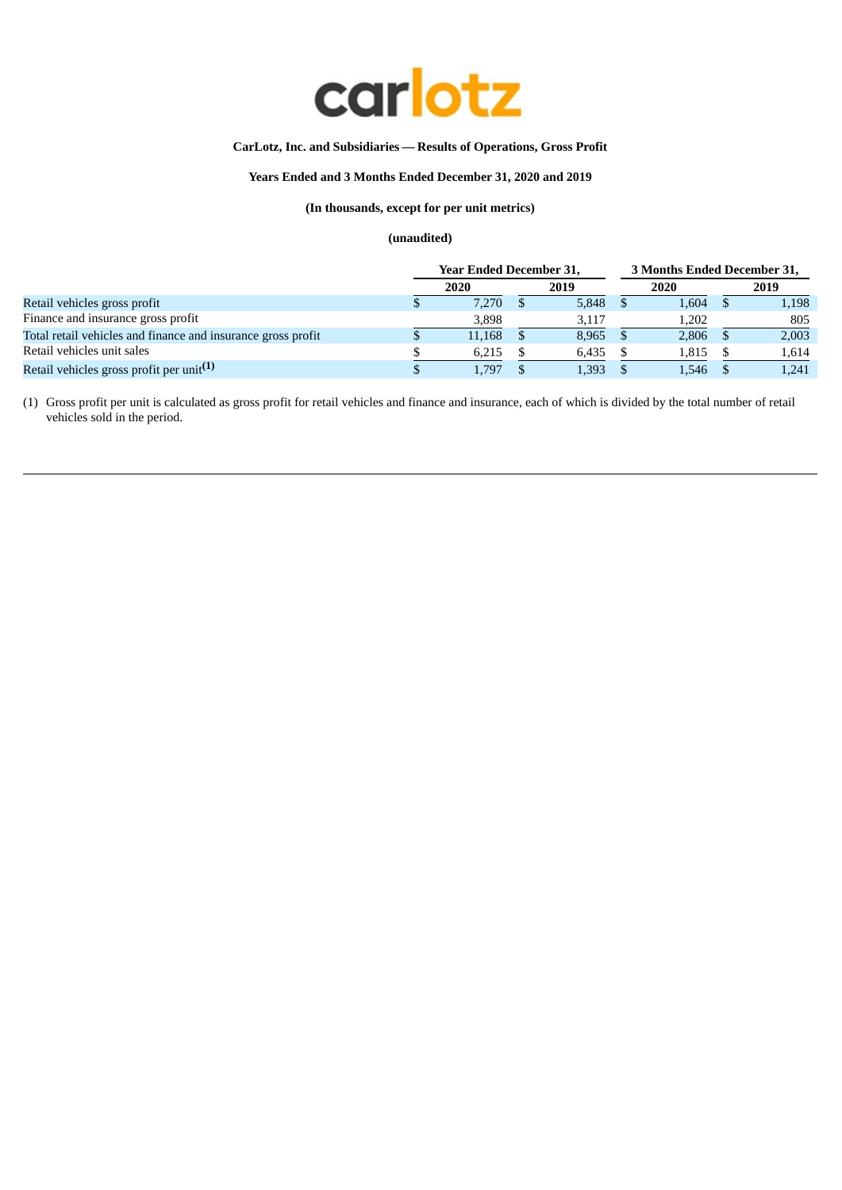**CarLotz, Inc. and Subsidiaries — Results of Operations, Gross Profit**

**Years Ended and 3 Months Ended December 31, 2020 and 2019**

**(In thousands, except for per unit metrics)**

**(unaudited)**

| | Year Ended December 31, | | 3 Months Ended December 31, | |
|---|---|---|---|---|
| | 2020 | 2019 | 2020 | 2019 |
| Retail vehicles gross profit | $ 7,270 | $ 5,848 | $ 1,604 | $ 1,198 |
| Finance and insurance gross profit | 3,898 | 3,117 | 1,202 | 805 |
| Total retail vehicles and finance and insurance gross profit | $ 11,168 | $ 8,965 | $ 2,806 | $ 2,003 |
| Retail vehicles unit sales | $ 6,215 | $ 6,435 | $ 1,815 | $ 1,614 |
| Retail vehicles gross profit per unit[(1)] | $ 1,797 | $ 1,393 | $ 1,546 | $ 1,241 |

(1) Gross profit per unit is calculated as gross profit for retail vehicles and finance and insurance, each of which is divided by the total number of retail vehicles sold in the period.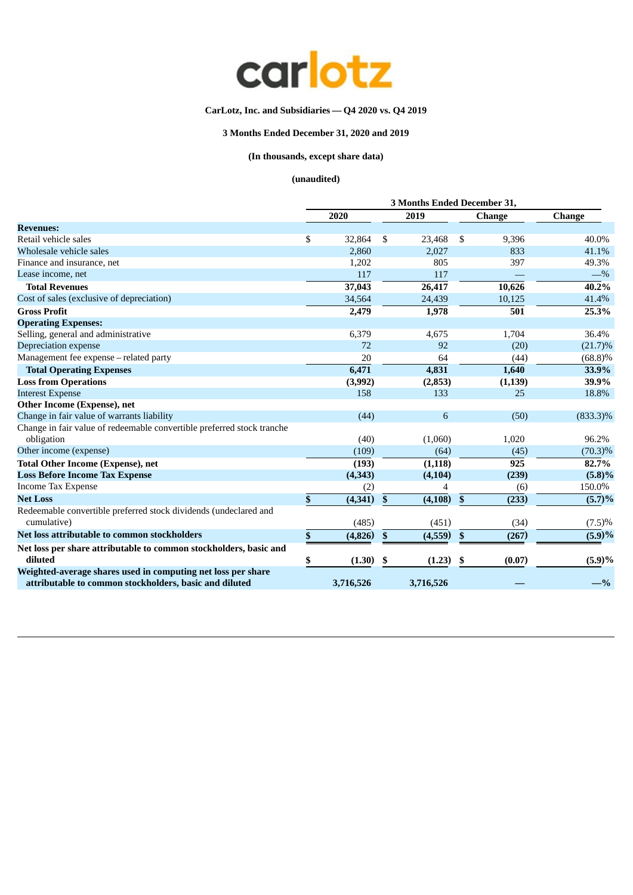carlotz

**CarLotz, Inc. and Subsidiaries — Q4 2020 vs. Q4 2019**

**3 Months Ended December 31, 2020 and 2019**

**(In thousands, except share data)**

**(unaudited)**

| | 3 Months Ended December 31, | | | |
|---|---|---|---|---|
| | **2020** | **2019** | **Change** | **Change** |
| **Revenues:** | | | | |
| Retail vehicle sales | $ 32,864 | $ 23,468 | $ 9,396 | 40.0% |
| Wholesale vehicle sales | 2,860 | 2,027 | 833 | 41.1% |
| Finance and insurance, net | 1,202 | 805 | 397 | 49.3% |
| Lease income, net | 117 | 117 | — | —% |
| **Total Revenues** | **37,043** | **26,417** | **10,626** | **40.2%** |
| Cost of sales (exclusive of depreciation) | 34,564 | 24,439 | 10,125 | 41.4% |
| **Gross Profit** | **2,479** | **1,978** | **501** | **25.3%** |
| **Operating Expenses:** | | | | |
| Selling, general and administrative | 6,379 | 4,675 | 1,704 | 36.4% |
| Depreciation expense | 72 | 92 | (20) | (21.7)% |
| Management fee expense – related party | 20 | 64 | (44) | (68.8)% |
| **Total Operating Expenses** | **6,471** | **4,831** | **1,640** | **33.9%** |
| **Loss from Operations** | **(3,992)** | **(2,853)** | **(1,139)** | **39.9%** |
| Interest Expense | 158 | 133 | 25 | 18.8% |
| **Other Income (Expense), net** | | | | |
| Change in fair value of warrants liability | (44) | 6 | (50) | (833.3)% |
| Change in fair value of redeemable convertible preferred stock tranche obligation | (40) | (1,060) | 1,020 | 96.2% |
| Other income (expense) | (109) | (64) | (45) | (70.3)% |
| **Total Other Income (Expense), net** | **(193)** | **(1,118)** | **925** | **82.7%** |
| **Loss Before Income Tax Expense** | **(4,343)** | **(4,104)** | **(239)** | **(5.8)%** |
| Income Tax Expense | (2) | 4 | (6) | 150.0% |
| **Net Loss** | **$ (4,341)** | **$ (4,108)** | **$ (233)** | **(5.7)%** |
| Redeemable convertible preferred stock dividends (undeclared and cumulative) | (485) | (451) | (34) | (7.5)% |
| **Net loss attributable to common stockholders** | **$ (4,826)** | **$ (4,559)** | **$ (267)** | **(5.9)%** |
| **Net loss per share attributable to common stockholders, basic and diluted** | **$ (1.30)** | **$ (1.23)** | **$ (0.07)** | **(5.9)%** |
| **Weighted-average shares used in computing net loss per share attributable to common stockholders, basic and diluted** | **3,716,526** | **3,716,526** | **—** | **—%** |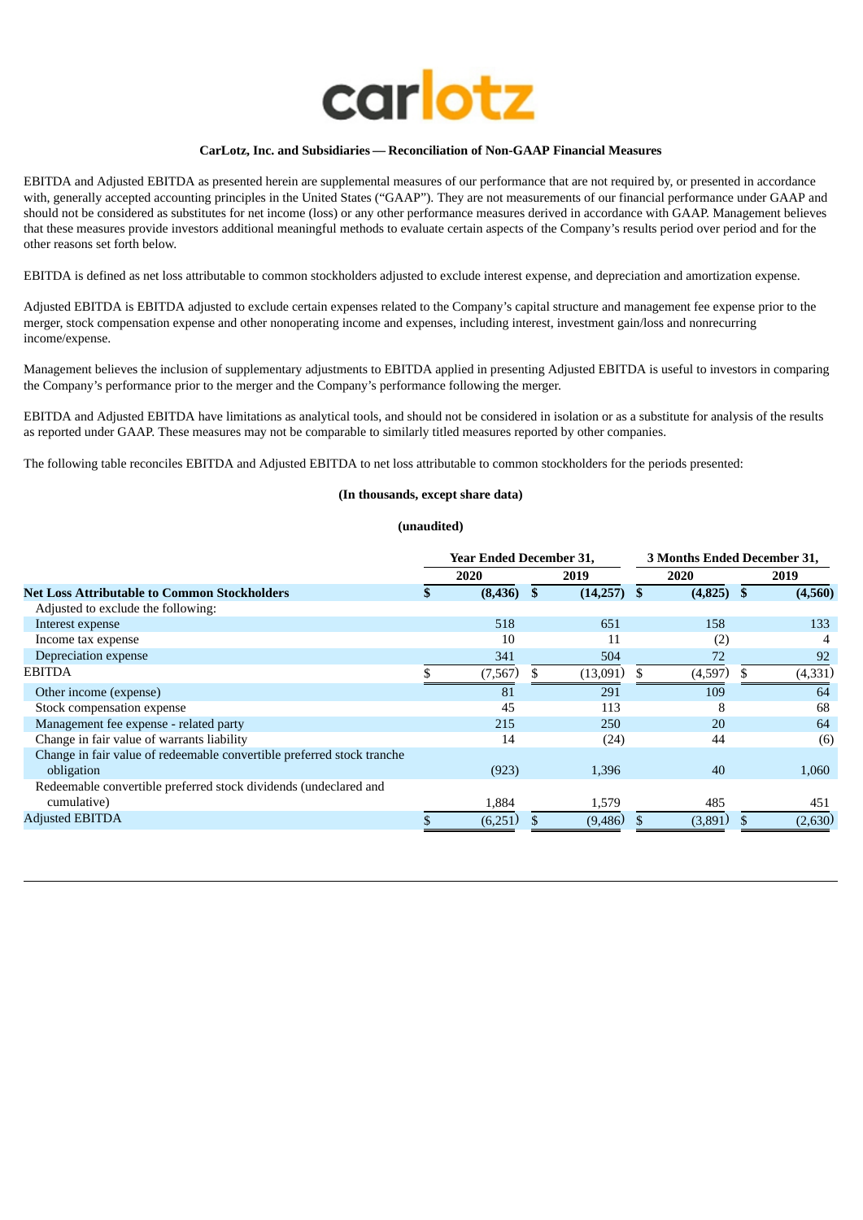carlotz

**CarLotz, Inc. and Subsidiaries — Reconciliation of Non-GAAP Financial Measures**

EBITDA and Adjusted EBITDA as presented herein are supplemental measures of our performance that are not required by, or presented in accordance with, generally accepted accounting principles in the United States ("GAAP"). They are not measurements of our financial performance under GAAP and should not be considered as substitutes for net income (loss) or any other performance measures derived in accordance with GAAP. Management believes that these measures provide investors additional meaningful methods to evaluate certain aspects of the Company's results period over period and for the other reasons set forth below.

EBITDA is defined as net loss attributable to common stockholders adjusted to exclude interest expense, and depreciation and amortization expense.

Adjusted EBITDA is EBITDA adjusted to exclude certain expenses related to the Company's capital structure and management fee expense prior to the merger, stock compensation expense and other nonoperating income and expenses, including interest, investment gain/loss and nonrecurring income/expense.

Management believes the inclusion of supplementary adjustments to EBITDA applied in presenting Adjusted EBITDA is useful to investors in comparing the Company's performance prior to the merger and the Company's performance following the merger.

EBITDA and Adjusted EBITDA have limitations as analytical tools, and should not be considered in isolation or as a substitute for analysis of the results as reported under GAAP. These measures may not be comparable to similarly titled measures reported by other companies.

The following table reconciles EBITDA and Adjusted EBITDA to net loss attributable to common stockholders for the periods presented:

**(In thousands, except share data)**

**(unaudited)**

| | Year Ended December 31, | | 3 Months Ended December 31, | |
|---|---|---|---|---|
| | 2020 | 2019 | 2020 | 2019 |
| **Net Loss Attributable to Common Stockholders** | **$ (8,436)** | **$ (14,257)** | **$ (4,825)** | **$ (4,560)** |
| Adjusted to exclude the following: | | | | |
| Interest expense | 518 | 651 | 158 | 133 |
| Income tax expense | 10 | 11 | (2) | 4 |
| Depreciation expense | 341 | 504 | 72 | 92 |
| EBITDA | $ (7,567) | $ (13,091) | $ (4,597) | $ (4,331) |
| Other income (expense) | 81 | 291 | 109 | 64 |
| Stock compensation expense | 45 | 113 | 8 | 68 |
| Management fee expense - related party | 215 | 250 | 20 | 64 |
| Change in fair value of warrants liability | 14 | (24) | 44 | (6) |
| Change in fair value of redeemable convertible preferred stock tranche obligation | (923) | 1,396 | 40 | 1,060 |
| Redeemable convertible preferred stock dividends (undeclared and cumulative) | 1,884 | 1,579 | 485 | 451 |
| Adjusted EBITDA | $ (6,251) | $ (9,486) | $ (3,891) | $ (2,630) |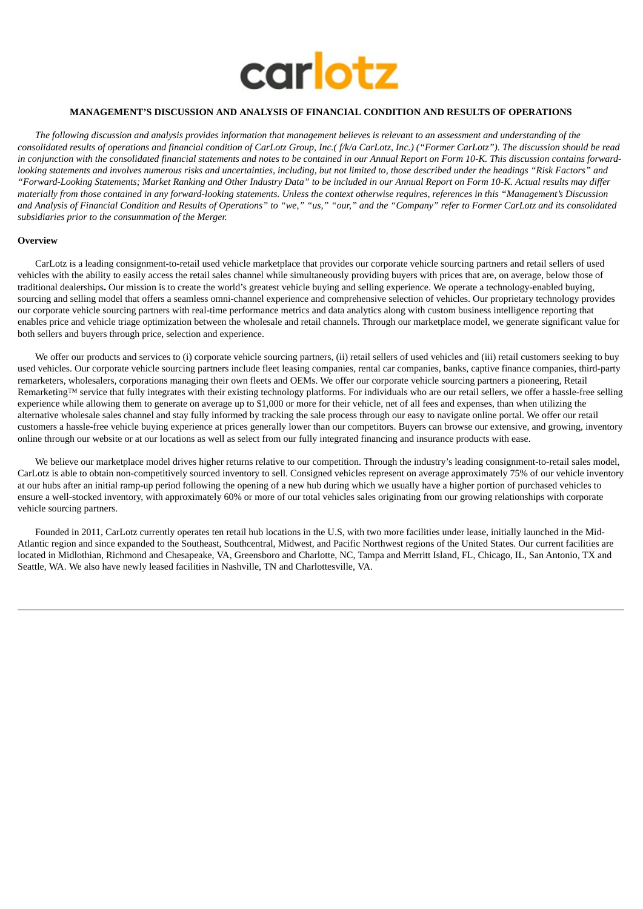carlotz

## MANAGEMENT'S DISCUSSION AND ANALYSIS OF FINANCIAL CONDITION AND RESULTS OF OPERATIONS

*The following discussion and analysis provides information that management believes is relevant to an assessment and understanding of the consolidated results of operations and financial condition of CarLotz Group, Inc.( f/k/a CarLotz, Inc.) ("Former CarLotz"). The discussion should be read in conjunction with the consolidated financial statements and notes to be contained in our Annual Report on Form 10-K. This discussion contains forward-looking statements and involves numerous risks and uncertainties, including, but not limited to, those described under the headings "Risk Factors" and "Forward-Looking Statements; Market Ranking and Other Industry Data" to be included in our Annual Report on Form 10-K. Actual results may differ materially from those contained in any forward-looking statements. Unless the context otherwise requires, references in this "Management's Discussion and Analysis of Financial Condition and Results of Operations" to "we," "us," "our," and the "Company" refer to Former CarLotz and its consolidated subsidiaries prior to the consummation of the Merger.*

### Overview

CarLotz is a leading consignment-to-retail used vehicle marketplace that provides our corporate vehicle sourcing partners and retail sellers of used vehicles with the ability to easily access the retail sales channel while simultaneously providing buyers with prices that are, on average, below those of traditional dealerships**.** Our mission is to create the world's greatest vehicle buying and selling experience. We operate a technology-enabled buying, sourcing and selling model that offers a seamless omni-channel experience and comprehensive selection of vehicles. Our proprietary technology provides our corporate vehicle sourcing partners with real-time performance metrics and data analytics along with custom business intelligence reporting that enables price and vehicle triage optimization between the wholesale and retail channels. Through our marketplace model, we generate significant value for both sellers and buyers through price, selection and experience.

We offer our products and services to (i) corporate vehicle sourcing partners, (ii) retail sellers of used vehicles and (iii) retail customers seeking to buy used vehicles. Our corporate vehicle sourcing partners include fleet leasing companies, rental car companies, banks, captive finance companies, third-party remarketers, wholesalers, corporations managing their own fleets and OEMs. We offer our corporate vehicle sourcing partners a pioneering, Retail Remarketing™ service that fully integrates with their existing technology platforms. For individuals who are our retail sellers, we offer a hassle-free selling experience while allowing them to generate on average up to $1,000 or more for their vehicle, net of all fees and expenses, than when utilizing the alternative wholesale sales channel and stay fully informed by tracking the sale process through our easy to navigate online portal. We offer our retail customers a hassle-free vehicle buying experience at prices generally lower than our competitors. Buyers can browse our extensive, and growing, inventory online through our website or at our locations as well as select from our fully integrated financing and insurance products with ease.

We believe our marketplace model drives higher returns relative to our competition. Through the industry's leading consignment-to-retail sales model, CarLotz is able to obtain non-competitively sourced inventory to sell. Consigned vehicles represent on average approximately 75% of our vehicle inventory at our hubs after an initial ramp-up period following the opening of a new hub during which we usually have a higher portion of purchased vehicles to ensure a well-stocked inventory, with approximately 60% or more of our total vehicles sales originating from our growing relationships with corporate vehicle sourcing partners.

Founded in 2011, CarLotz currently operates ten retail hub locations in the U.S, with two more facilities under lease, initially launched in the Mid-Atlantic region and since expanded to the Southeast, Southcentral, Midwest, and Pacific Northwest regions of the United States. Our current facilities are located in Midlothian, Richmond and Chesapeake, VA, Greensboro and Charlotte, NC, Tampa and Merritt Island, FL, Chicago, IL, San Antonio, TX and Seattle, WA. We also have newly leased facilities in Nashville, TN and Charlottesville, VA.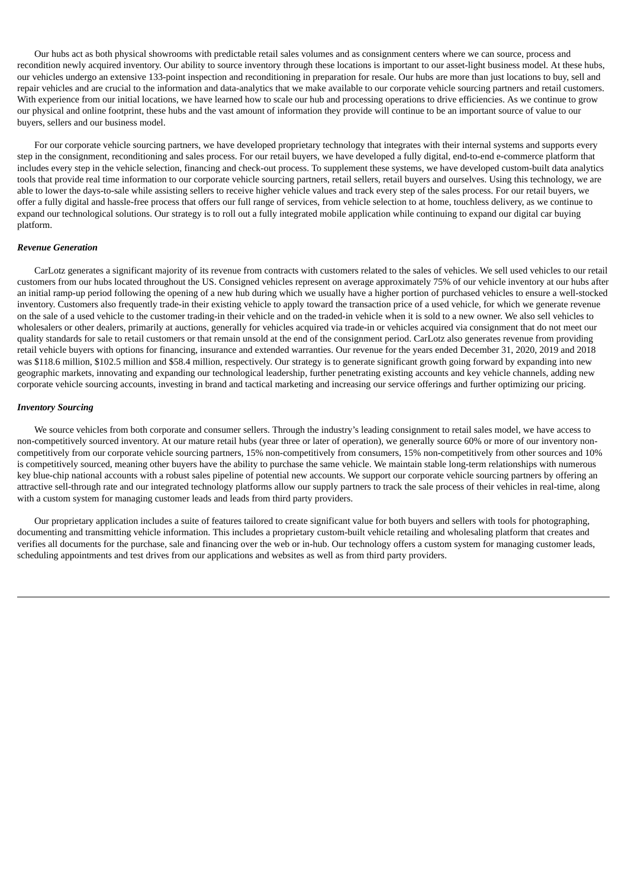Our hubs act as both physical showrooms with predictable retail sales volumes and as consignment centers where we can source, process and recondition newly acquired inventory. Our ability to source inventory through these locations is important to our asset-light business model. At these hubs, our vehicles undergo an extensive 133-point inspection and reconditioning in preparation for resale. Our hubs are more than just locations to buy, sell and repair vehicles and are crucial to the information and data-analytics that we make available to our corporate vehicle sourcing partners and retail customers. With experience from our initial locations, we have learned how to scale our hub and processing operations to drive efficiencies. As we continue to grow our physical and online footprint, these hubs and the vast amount of information they provide will continue to be an important source of value to our buyers, sellers and our business model.

For our corporate vehicle sourcing partners, we have developed proprietary technology that integrates with their internal systems and supports every step in the consignment, reconditioning and sales process. For our retail buyers, we have developed a fully digital, end-to-end e-commerce platform that includes every step in the vehicle selection, financing and check-out process. To supplement these systems, we have developed custom-built data analytics tools that provide real time information to our corporate vehicle sourcing partners, retail sellers, retail buyers and ourselves. Using this technology, we are able to lower the days-to-sale while assisting sellers to receive higher vehicle values and track every step of the sales process. For our retail buyers, we offer a fully digital and hassle-free process that offers our full range of services, from vehicle selection to at home, touchless delivery, as we continue to expand our technological solutions. Our strategy is to roll out a fully integrated mobile application while continuing to expand our digital car buying platform.

***Revenue Generation***

CarLotz generates a significant majority of its revenue from contracts with customers related to the sales of vehicles. We sell used vehicles to our retail customers from our hubs located throughout the US. Consigned vehicles represent on average approximately 75% of our vehicle inventory at our hubs after an initial ramp-up period following the opening of a new hub during which we usually have a higher portion of purchased vehicles to ensure a well-stocked inventory. Customers also frequently trade-in their existing vehicle to apply toward the transaction price of a used vehicle, for which we generate revenue on the sale of a used vehicle to the customer trading-in their vehicle and on the traded-in vehicle when it is sold to a new owner. We also sell vehicles to wholesalers or other dealers, primarily at auctions, generally for vehicles acquired via trade-in or vehicles acquired via consignment that do not meet our quality standards for sale to retail customers or that remain unsold at the end of the consignment period. CarLotz also generates revenue from providing retail vehicle buyers with options for financing, insurance and extended warranties. Our revenue for the years ended December 31, 2020, 2019 and 2018 was $118.6 million, $102.5 million and $58.4 million, respectively. Our strategy is to generate significant growth going forward by expanding into new geographic markets, innovating and expanding our technological leadership, further penetrating existing accounts and key vehicle channels, adding new corporate vehicle sourcing accounts, investing in brand and tactical marketing and increasing our service offerings and further optimizing our pricing.

***Inventory Sourcing***

We source vehicles from both corporate and consumer sellers. Through the industry's leading consignment to retail sales model, we have access to non-competitively sourced inventory. At our mature retail hubs (year three or later of operation), we generally source 60% or more of our inventory non-competitively from our corporate vehicle sourcing partners, 15% non-competitively from consumers, 15% non-competitively from other sources and 10% is competitively sourced, meaning other buyers have the ability to purchase the same vehicle. We maintain stable long-term relationships with numerous key blue-chip national accounts with a robust sales pipeline of potential new accounts. We support our corporate vehicle sourcing partners by offering an attractive sell-through rate and our integrated technology platforms allow our supply partners to track the sale process of their vehicles in real-time, along with a custom system for managing customer leads and leads from third party providers.

Our proprietary application includes a suite of features tailored to create significant value for both buyers and sellers with tools for photographing, documenting and transmitting vehicle information. This includes a proprietary custom-built vehicle retailing and wholesaling platform that creates and verifies all documents for the purchase, sale and financing over the web or in-hub. Our technology offers a custom system for managing customer leads, scheduling appointments and test drives from our applications and websites as well as from third party providers.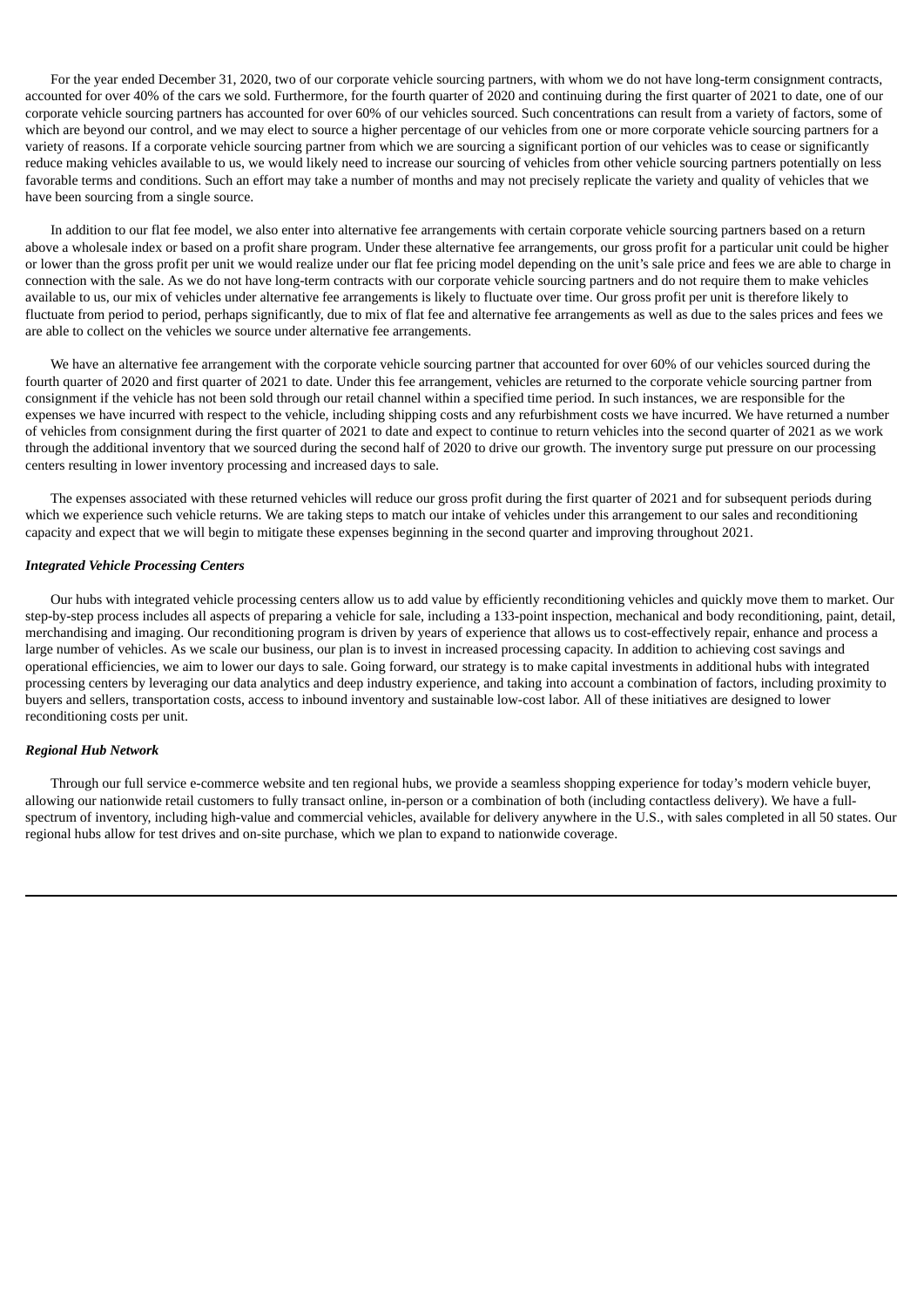For the year ended December 31, 2020, two of our corporate vehicle sourcing partners, with whom we do not have long-term consignment contracts, accounted for over 40% of the cars we sold. Furthermore, for the fourth quarter of 2020 and continuing during the first quarter of 2021 to date, one of our corporate vehicle sourcing partners has accounted for over 60% of our vehicles sourced. Such concentrations can result from a variety of factors, some of which are beyond our control, and we may elect to source a higher percentage of our vehicles from one or more corporate vehicle sourcing partners for a variety of reasons. If a corporate vehicle sourcing partner from which we are sourcing a significant portion of our vehicles was to cease or significantly reduce making vehicles available to us, we would likely need to increase our sourcing of vehicles from other vehicle sourcing partners potentially on less favorable terms and conditions. Such an effort may take a number of months and may not precisely replicate the variety and quality of vehicles that we have been sourcing from a single source.

In addition to our flat fee model, we also enter into alternative fee arrangements with certain corporate vehicle sourcing partners based on a return above a wholesale index or based on a profit share program. Under these alternative fee arrangements, our gross profit for a particular unit could be higher or lower than the gross profit per unit we would realize under our flat fee pricing model depending on the unit's sale price and fees we are able to charge in connection with the sale. As we do not have long-term contracts with our corporate vehicle sourcing partners and do not require them to make vehicles available to us, our mix of vehicles under alternative fee arrangements is likely to fluctuate over time. Our gross profit per unit is therefore likely to fluctuate from period to period, perhaps significantly, due to mix of flat fee and alternative fee arrangements as well as due to the sales prices and fees we are able to collect on the vehicles we source under alternative fee arrangements.

We have an alternative fee arrangement with the corporate vehicle sourcing partner that accounted for over 60% of our vehicles sourced during the fourth quarter of 2020 and first quarter of 2021 to date. Under this fee arrangement, vehicles are returned to the corporate vehicle sourcing partner from consignment if the vehicle has not been sold through our retail channel within a specified time period. In such instances, we are responsible for the expenses we have incurred with respect to the vehicle, including shipping costs and any refurbishment costs we have incurred. We have returned a number of vehicles from consignment during the first quarter of 2021 to date and expect to continue to return vehicles into the second quarter of 2021 as we work through the additional inventory that we sourced during the second half of 2020 to drive our growth. The inventory surge put pressure on our processing centers resulting in lower inventory processing and increased days to sale.

The expenses associated with these returned vehicles will reduce our gross profit during the first quarter of 2021 and for subsequent periods during which we experience such vehicle returns. We are taking steps to match our intake of vehicles under this arrangement to our sales and reconditioning capacity and expect that we will begin to mitigate these expenses beginning in the second quarter and improving throughout 2021.

***Integrated Vehicle Processing Centers***

Our hubs with integrated vehicle processing centers allow us to add value by efficiently reconditioning vehicles and quickly move them to market. Our step-by-step process includes all aspects of preparing a vehicle for sale, including a 133-point inspection, mechanical and body reconditioning, paint, detail, merchandising and imaging. Our reconditioning program is driven by years of experience that allows us to cost-effectively repair, enhance and process a large number of vehicles. As we scale our business, our plan is to invest in increased processing capacity. In addition to achieving cost savings and operational efficiencies, we aim to lower our days to sale. Going forward, our strategy is to make capital investments in additional hubs with integrated processing centers by leveraging our data analytics and deep industry experience, and taking into account a combination of factors, including proximity to buyers and sellers, transportation costs, access to inbound inventory and sustainable low-cost labor. All of these initiatives are designed to lower reconditioning costs per unit.

***Regional Hub Network***

Through our full service e-commerce website and ten regional hubs, we provide a seamless shopping experience for today's modern vehicle buyer, allowing our nationwide retail customers to fully transact online, in-person or a combination of both (including contactless delivery). We have a full-spectrum of inventory, including high-value and commercial vehicles, available for delivery anywhere in the U.S., with sales completed in all 50 states. Our regional hubs allow for test drives and on-site purchase, which we plan to expand to nationwide coverage.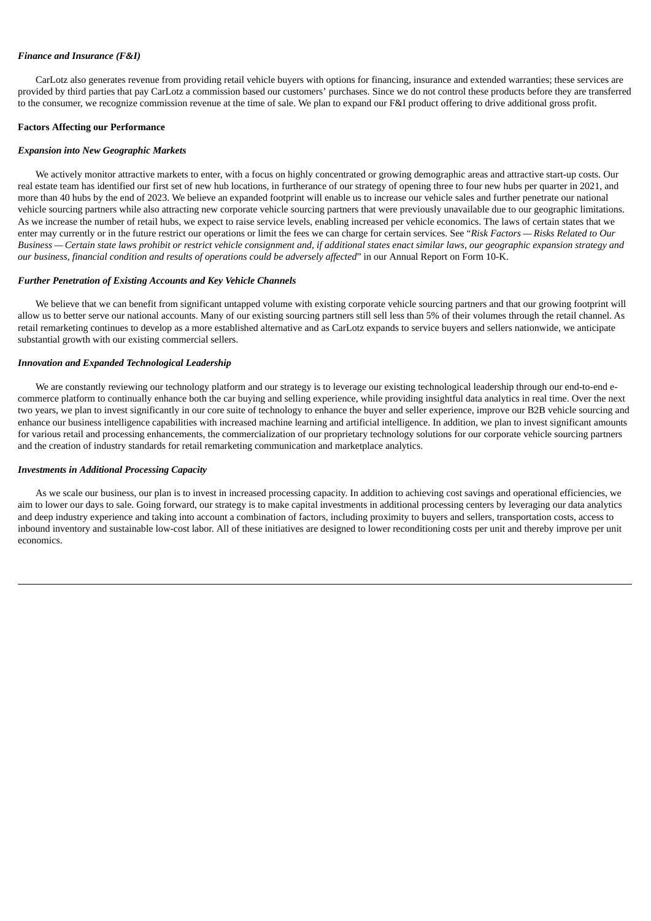### *Finance and Insurance (F&I)*

CarLotz also generates revenue from providing retail vehicle buyers with options for financing, insurance and extended warranties; these services are provided by third parties that pay CarLotz a commission based our customers' purchases. Since we do not control these products before they are transferred to the consumer, we recognize commission revenue at the time of sale. We plan to expand our F&I product offering to drive additional gross profit.

## Factors Affecting our Performance

### *Expansion into New Geographic Markets*

We actively monitor attractive markets to enter, with a focus on highly concentrated or growing demographic areas and attractive start-up costs. Our real estate team has identified our first set of new hub locations, in furtherance of our strategy of opening three to four new hubs per quarter in 2021, and more than 40 hubs by the end of 2023. We believe an expanded footprint will enable us to increase our vehicle sales and further penetrate our national vehicle sourcing partners while also attracting new corporate vehicle sourcing partners that were previously unavailable due to our geographic limitations. As we increase the number of retail hubs, we expect to raise service levels, enabling increased per vehicle economics. The laws of certain states that we enter may currently or in the future restrict our operations or limit the fees we can charge for certain services. See "*Risk Factors — Risks Related to Our Business — Certain state laws prohibit or restrict vehicle consignment and, if additional states enact similar laws, our geographic expansion strategy and our business, financial condition and results of operations could be adversely affected*" in our Annual Report on Form 10-K.

### *Further Penetration of Existing Accounts and Key Vehicle Channels*

We believe that we can benefit from significant untapped volume with existing corporate vehicle sourcing partners and that our growing footprint will allow us to better serve our national accounts. Many of our existing sourcing partners still sell less than 5% of their volumes through the retail channel. As retail remarketing continues to develop as a more established alternative and as CarLotz expands to service buyers and sellers nationwide, we anticipate substantial growth with our existing commercial sellers.

### *Innovation and Expanded Technological Leadership*

We are constantly reviewing our technology platform and our strategy is to leverage our existing technological leadership through our end-to-end e-commerce platform to continually enhance both the car buying and selling experience, while providing insightful data analytics in real time. Over the next two years, we plan to invest significantly in our core suite of technology to enhance the buyer and seller experience, improve our B2B vehicle sourcing and enhance our business intelligence capabilities with increased machine learning and artificial intelligence. In addition, we plan to invest significant amounts for various retail and processing enhancements, the commercialization of our proprietary technology solutions for our corporate vehicle sourcing partners and the creation of industry standards for retail remarketing communication and marketplace analytics.

### *Investments in Additional Processing Capacity*

As we scale our business, our plan is to invest in increased processing capacity. In addition to achieving cost savings and operational efficiencies, we aim to lower our days to sale. Going forward, our strategy is to make capital investments in additional processing centers by leveraging our data analytics and deep industry experience and taking into account a combination of factors, including proximity to buyers and sellers, transportation costs, access to inbound inventory and sustainable low-cost labor. All of these initiatives are designed to lower reconditioning costs per unit and thereby improve per unit economics.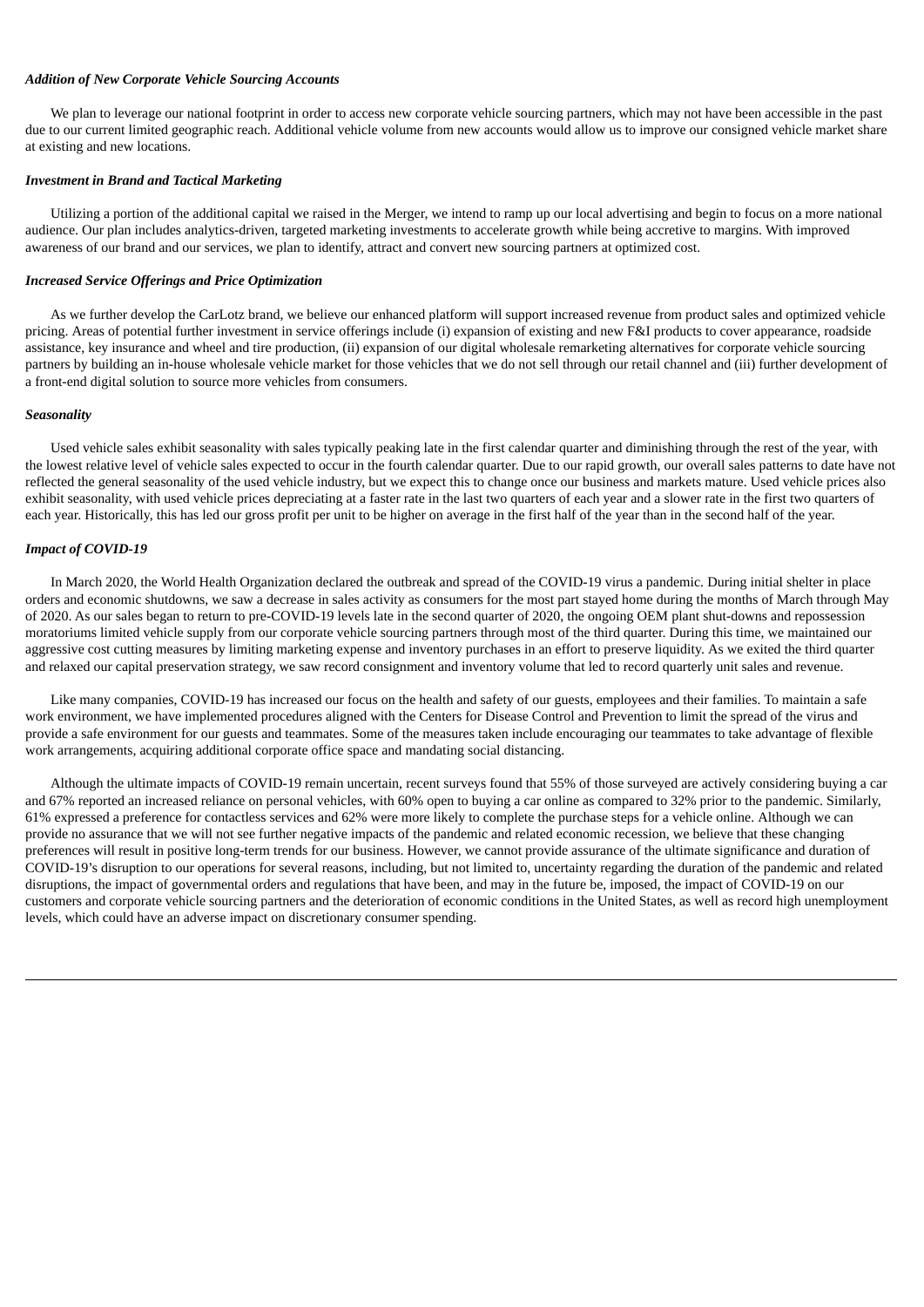***Addition of New Corporate Vehicle Sourcing Accounts***

We plan to leverage our national footprint in order to access new corporate vehicle sourcing partners, which may not have been accessible in the past due to our current limited geographic reach. Additional vehicle volume from new accounts would allow us to improve our consigned vehicle market share at existing and new locations.

***Investment in Brand and Tactical Marketing***

Utilizing a portion of the additional capital we raised in the Merger, we intend to ramp up our local advertising and begin to focus on a more national audience. Our plan includes analytics-driven, targeted marketing investments to accelerate growth while being accretive to margins. With improved awareness of our brand and our services, we plan to identify, attract and convert new sourcing partners at optimized cost.

***Increased Service Offerings and Price Optimization***

As we further develop the CarLotz brand, we believe our enhanced platform will support increased revenue from product sales and optimized vehicle pricing. Areas of potential further investment in service offerings include (i) expansion of existing and new F&I products to cover appearance, roadside assistance, key insurance and wheel and tire production, (ii) expansion of our digital wholesale remarketing alternatives for corporate vehicle sourcing partners by building an in-house wholesale vehicle market for those vehicles that we do not sell through our retail channel and (iii) further development of a front-end digital solution to source more vehicles from consumers.

***Seasonality***

Used vehicle sales exhibit seasonality with sales typically peaking late in the first calendar quarter and diminishing through the rest of the year, with the lowest relative level of vehicle sales expected to occur in the fourth calendar quarter. Due to our rapid growth, our overall sales patterns to date have not reflected the general seasonality of the used vehicle industry, but we expect this to change once our business and markets mature. Used vehicle prices also exhibit seasonality, with used vehicle prices depreciating at a faster rate in the last two quarters of each year and a slower rate in the first two quarters of each year. Historically, this has led our gross profit per unit to be higher on average in the first half of the year than in the second half of the year.

***Impact of COVID-19***

In March 2020, the World Health Organization declared the outbreak and spread of the COVID-19 virus a pandemic. During initial shelter in place orders and economic shutdowns, we saw a decrease in sales activity as consumers for the most part stayed home during the months of March through May of 2020. As our sales began to return to pre-COVID-19 levels late in the second quarter of 2020, the ongoing OEM plant shut-downs and repossession moratoriums limited vehicle supply from our corporate vehicle sourcing partners through most of the third quarter. During this time, we maintained our aggressive cost cutting measures by limiting marketing expense and inventory purchases in an effort to preserve liquidity. As we exited the third quarter and relaxed our capital preservation strategy, we saw record consignment and inventory volume that led to record quarterly unit sales and revenue.

Like many companies, COVID-19 has increased our focus on the health and safety of our guests, employees and their families. To maintain a safe work environment, we have implemented procedures aligned with the Centers for Disease Control and Prevention to limit the spread of the virus and provide a safe environment for our guests and teammates. Some of the measures taken include encouraging our teammates to take advantage of flexible work arrangements, acquiring additional corporate office space and mandating social distancing.

Although the ultimate impacts of COVID-19 remain uncertain, recent surveys found that 55% of those surveyed are actively considering buying a car and 67% reported an increased reliance on personal vehicles, with 60% open to buying a car online as compared to 32% prior to the pandemic. Similarly, 61% expressed a preference for contactless services and 62% were more likely to complete the purchase steps for a vehicle online. Although we can provide no assurance that we will not see further negative impacts of the pandemic and related economic recession, we believe that these changing preferences will result in positive long-term trends for our business. However, we cannot provide assurance of the ultimate significance and duration of COVID-19's disruption to our operations for several reasons, including, but not limited to, uncertainty regarding the duration of the pandemic and related disruptions, the impact of governmental orders and regulations that have been, and may in the future be, imposed, the impact of COVID-19 on our customers and corporate vehicle sourcing partners and the deterioration of economic conditions in the United States, as well as record high unemployment levels, which could have an adverse impact on discretionary consumer spending.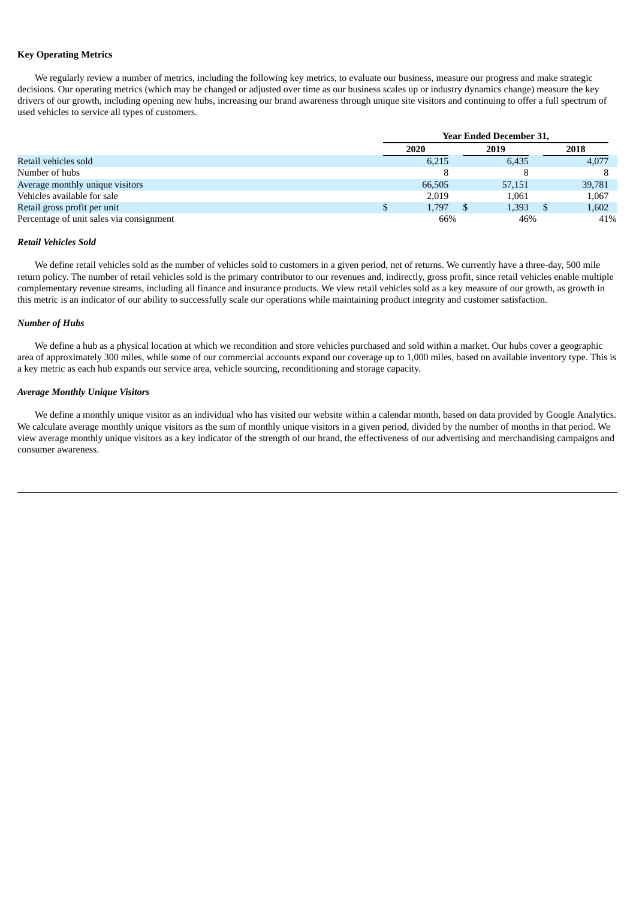**Key Operating Metrics**

We regularly review a number of metrics, including the following key metrics, to evaluate our business, measure our progress and make strategic decisions. Our operating metrics (which may be changed or adjusted over time as our business scales up or industry dynamics change) measure the key drivers of our growth, including opening new hubs, increasing our brand awareness through unique site visitors and continuing to offer a full spectrum of used vehicles to service all types of customers.

| | Year Ended December 31, | | |
|---|---|---|---|
| | 2020 | 2019 | 2018 |
| Retail vehicles sold | 6,215 | 6,435 | 4,077 |
| Number of hubs | 8 | 8 | 8 |
| Average monthly unique visitors | 66,505 | 57,151 | 39,781 |
| Vehicles available for sale | 2,019 | 1,061 | 1,067 |
| Retail gross profit per unit | $ 1,797 | $ 1,393 | $ 1,602 |
| Percentage of unit sales via consignment | 66% | 46% | 41% |

***Retail Vehicles Sold***

We define retail vehicles sold as the number of vehicles sold to customers in a given period, net of returns. We currently have a three-day, 500 mile return policy. The number of retail vehicles sold is the primary contributor to our revenues and, indirectly, gross profit, since retail vehicles enable multiple complementary revenue streams, including all finance and insurance products. We view retail vehicles sold as a key measure of our growth, as growth in this metric is an indicator of our ability to successfully scale our operations while maintaining product integrity and customer satisfaction.

***Number of Hubs***

We define a hub as a physical location at which we recondition and store vehicles purchased and sold within a market. Our hubs cover a geographic area of approximately 300 miles, while some of our commercial accounts expand our coverage up to 1,000 miles, based on available inventory type. This is a key metric as each hub expands our service area, vehicle sourcing, reconditioning and storage capacity.

***Average Monthly Unique Visitors***

We define a monthly unique visitor as an individual who has visited our website within a calendar month, based on data provided by Google Analytics. We calculate average monthly unique visitors as the sum of monthly unique visitors in a given period, divided by the number of months in that period. We view average monthly unique visitors as a key indicator of the strength of our brand, the effectiveness of our advertising and merchandising campaigns and consumer awareness.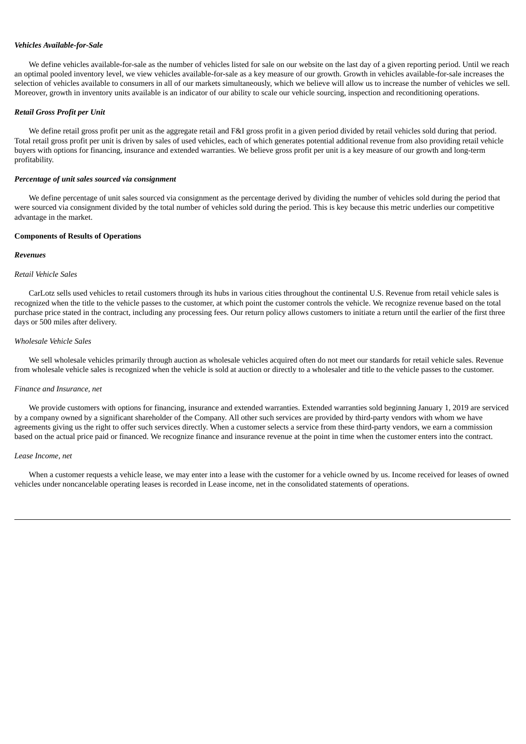***Vehicles Available-for-Sale***

We define vehicles available-for-sale as the number of vehicles listed for sale on our website on the last day of a given reporting period. Until we reach an optimal pooled inventory level, we view vehicles available-for-sale as a key measure of our growth. Growth in vehicles available-for-sale increases the selection of vehicles available to consumers in all of our markets simultaneously, which we believe will allow us to increase the number of vehicles we sell. Moreover, growth in inventory units available is an indicator of our ability to scale our vehicle sourcing, inspection and reconditioning operations.

***Retail Gross Profit per Unit***

We define retail gross profit per unit as the aggregate retail and F&I gross profit in a given period divided by retail vehicles sold during that period. Total retail gross profit per unit is driven by sales of used vehicles, each of which generates potential additional revenue from also providing retail vehicle buyers with options for financing, insurance and extended warranties. We believe gross profit per unit is a key measure of our growth and long-term profitability.

***Percentage of unit sales sourced via consignment***

We define percentage of unit sales sourced via consignment as the percentage derived by dividing the number of vehicles sold during the period that were sourced via consignment divided by the total number of vehicles sold during the period. This is key because this metric underlies our competitive advantage in the market.

**Components of Results of Operations**

***Revenues***

*Retail Vehicle Sales*

CarLotz sells used vehicles to retail customers through its hubs in various cities throughout the continental U.S. Revenue from retail vehicle sales is recognized when the title to the vehicle passes to the customer, at which point the customer controls the vehicle. We recognize revenue based on the total purchase price stated in the contract, including any processing fees. Our return policy allows customers to initiate a return until the earlier of the first three days or 500 miles after delivery.

*Wholesale Vehicle Sales*

We sell wholesale vehicles primarily through auction as wholesale vehicles acquired often do not meet our standards for retail vehicle sales. Revenue from wholesale vehicle sales is recognized when the vehicle is sold at auction or directly to a wholesaler and title to the vehicle passes to the customer.

*Finance and Insurance, net*

We provide customers with options for financing, insurance and extended warranties. Extended warranties sold beginning January 1, 2019 are serviced by a company owned by a significant shareholder of the Company. All other such services are provided by third-party vendors with whom we have agreements giving us the right to offer such services directly. When a customer selects a service from these third-party vendors, we earn a commission based on the actual price paid or financed. We recognize finance and insurance revenue at the point in time when the customer enters into the contract.

*Lease Income, net*

When a customer requests a vehicle lease, we may enter into a lease with the customer for a vehicle owned by us. Income received for leases of owned vehicles under noncancelable operating leases is recorded in Lease income, net in the consolidated statements of operations.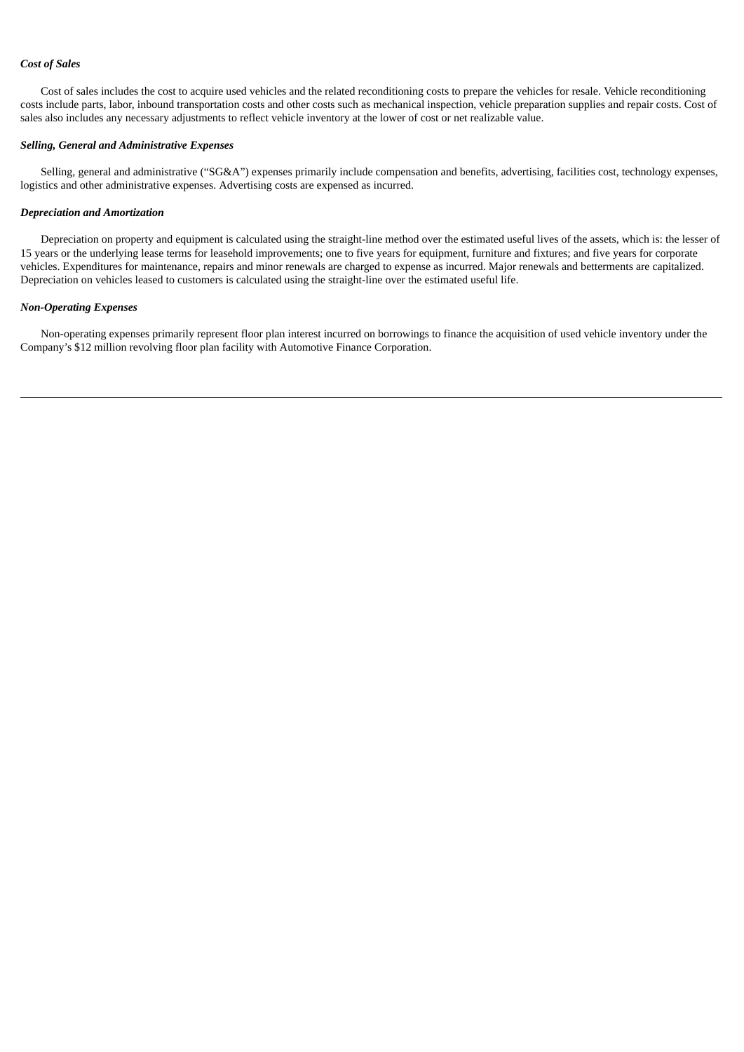***Cost of Sales***

Cost of sales includes the cost to acquire used vehicles and the related reconditioning costs to prepare the vehicles for resale. Vehicle reconditioning costs include parts, labor, inbound transportation costs and other costs such as mechanical inspection, vehicle preparation supplies and repair costs. Cost of sales also includes any necessary adjustments to reflect vehicle inventory at the lower of cost or net realizable value.

***Selling, General and Administrative Expenses***

Selling, general and administrative ("SG&A") expenses primarily include compensation and benefits, advertising, facilities cost, technology expenses, logistics and other administrative expenses. Advertising costs are expensed as incurred.

***Depreciation and Amortization***

Depreciation on property and equipment is calculated using the straight-line method over the estimated useful lives of the assets, which is: the lesser of 15 years or the underlying lease terms for leasehold improvements; one to five years for equipment, furniture and fixtures; and five years for corporate vehicles. Expenditures for maintenance, repairs and minor renewals are charged to expense as incurred. Major renewals and betterments are capitalized. Depreciation on vehicles leased to customers is calculated using the straight-line over the estimated useful life.

***Non-Operating Expenses***

Non-operating expenses primarily represent floor plan interest incurred on borrowings to finance the acquisition of used vehicle inventory under the Company's $12 million revolving floor plan facility with Automotive Finance Corporation.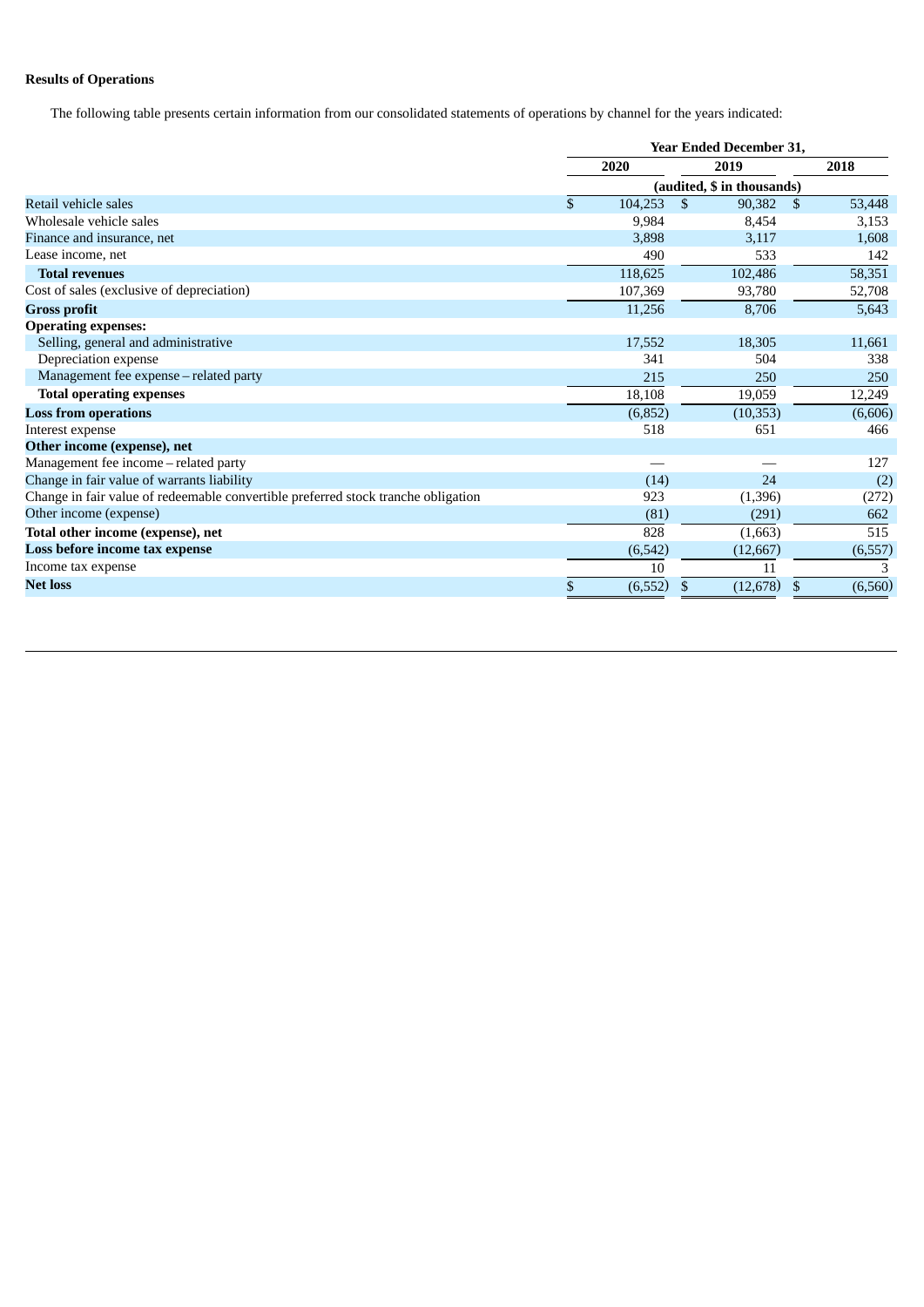**Results of Operations**

The following table presents certain information from our consolidated statements of operations by channel for the years indicated:

| | Year Ended December 31, | | |
|---|---|---|---|
| | 2020 | 2019 | 2018 |
| | (audited, $ in thousands) | | |
| Retail vehicle sales | $ 104,253 | $ 90,382 | $ 53,448 |
| Wholesale vehicle sales | 9,984 | 8,454 | 3,153 |
| Finance and insurance, net | 3,898 | 3,117 | 1,608 |
| Lease income, net | 490 | 533 | 142 |
| **Total revenues** | 118,625 | 102,486 | 58,351 |
| Cost of sales (exclusive of depreciation) | 107,369 | 93,780 | 52,708 |
| **Gross profit** | 11,256 | 8,706 | 5,643 |
| **Operating expenses:** | | | |
| Selling, general and administrative | 17,552 | 18,305 | 11,661 |
| Depreciation expense | 341 | 504 | 338 |
| Management fee expense – related party | 215 | 250 | 250 |
| **Total operating expenses** | 18,108 | 19,059 | 12,249 |
| **Loss from operations** | (6,852) | (10,353) | (6,606) |
| Interest expense | 518 | 651 | 466 |
| **Other income (expense), net** | | | |
| Management fee income – related party | — | — | 127 |
| Change in fair value of warrants liability | (14) | 24 | (2) |
| Change in fair value of redeemable convertible preferred stock tranche obligation | 923 | (1,396) | (272) |
| Other income (expense) | (81) | (291) | 662 |
| **Total other income (expense), net** | 828 | (1,663) | 515 |
| **Loss before income tax expense** | (6,542) | (12,667) | (6,557) |
| Income tax expense | 10 | 11 | 3 |
| **Net loss** | $ (6,552) | $ (12,678) | $ (6,560) |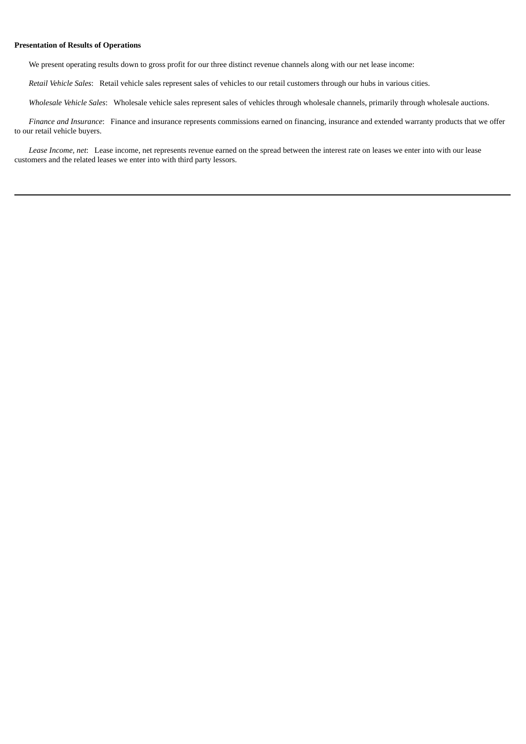**Presentation of Results of Operations**

We present operating results down to gross profit for our three distinct revenue channels along with our net lease income:

*Retail Vehicle Sales*: Retail vehicle sales represent sales of vehicles to our retail customers through our hubs in various cities.

*Wholesale Vehicle Sales*: Wholesale vehicle sales represent sales of vehicles through wholesale channels, primarily through wholesale auctions.

*Finance and Insurance*: Finance and insurance represents commissions earned on financing, insurance and extended warranty products that we offer to our retail vehicle buyers.

*Lease Income, net*: Lease income, net represents revenue earned on the spread between the interest rate on leases we enter into with our lease customers and the related leases we enter into with third party lessors.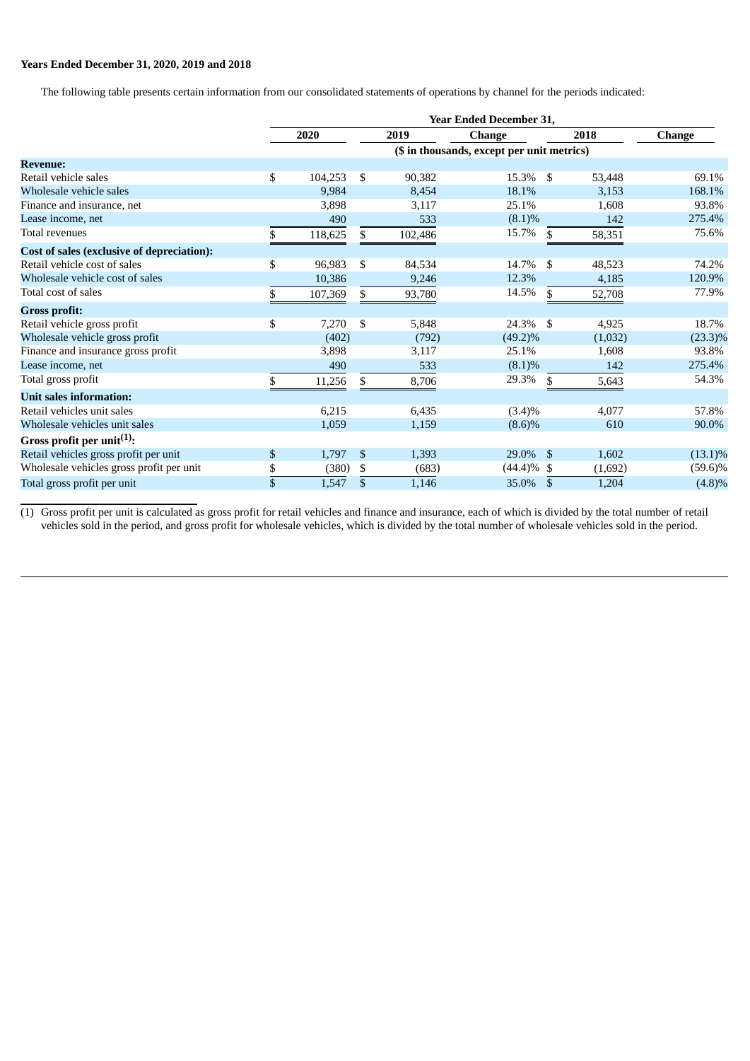**Years Ended December 31, 2020, 2019 and 2018**

The following table presents certain information from our consolidated statements of operations by channel for the periods indicated:

| | Year Ended December 31, | | | | |
|---|---|---|---|---|---|
| | 2020 | 2019 | Change | 2018 | Change |
| | ($ in thousands, except per unit metrics) | | | | |
| **Revenue:** | | | | | |
| Retail vehicle sales | $ 104,253 | $ 90,382 | 15.3% | $ 53,448 | 69.1% |
| Wholesale vehicle sales | 9,984 | 8,454 | 18.1% | 3,153 | 168.1% |
| Finance and insurance, net | 3,898 | 3,117 | 25.1% | 1,608 | 93.8% |
| Lease income, net | 490 | 533 | (8.1)% | 142 | 275.4% |
| Total revenues | $ 118,625 | $ 102,486 | 15.7% | $ 58,351 | 75.6% |
| **Cost of sales (exclusive of depreciation):** | | | | | |
| Retail vehicle cost of sales | $ 96,983 | $ 84,534 | 14.7% | $ 48,523 | 74.2% |
| Wholesale vehicle cost of sales | 10,386 | 9,246 | 12.3% | 4,185 | 120.9% |
| Total cost of sales | $ 107,369 | $ 93,780 | 14.5% | $ 52,708 | 77.9% |
| **Gross profit:** | | | | | |
| Retail vehicle gross profit | $ 7,270 | $ 5,848 | 24.3% | $ 4,925 | 18.7% |
| Wholesale vehicle gross profit | (402) | (792) | (49.2)% | (1,032) | (23.3)% |
| Finance and insurance gross profit | 3,898 | 3,117 | 25.1% | 1,608 | 93.8% |
| Lease income, net | 490 | 533 | (8.1)% | 142 | 275.4% |
| Total gross profit | $ 11,256 | $ 8,706 | 29.3% | $ 5,643 | 54.3% |
| **Unit sales information:** | | | | | |
| Retail vehicles unit sales | 6,215 | 6,435 | (3.4)% | 4,077 | 57.8% |
| Wholesale vehicles unit sales | 1,059 | 1,159 | (8.6)% | 610 | 90.0% |
| **Gross profit per unit[(1)]:** | | | | | |
| Retail vehicles gross profit per unit | $ 1,797 | $ 1,393 | 29.0% | $ 1,602 | (13.1)% |
| Wholesale vehicles gross profit per unit | $ (380) | $ (683) | (44.4)% | $ (1,692) | (59.6)% |
| Total gross profit per unit | $ 1,547 | $ 1,146 | 35.0% | $ 1,204 | (4.8)% |

(1) Gross profit per unit is calculated as gross profit for retail vehicles and finance and insurance, each of which is divided by the total number of retail vehicles sold in the period, and gross profit for wholesale vehicles, which is divided by the total number of wholesale vehicles sold in the period.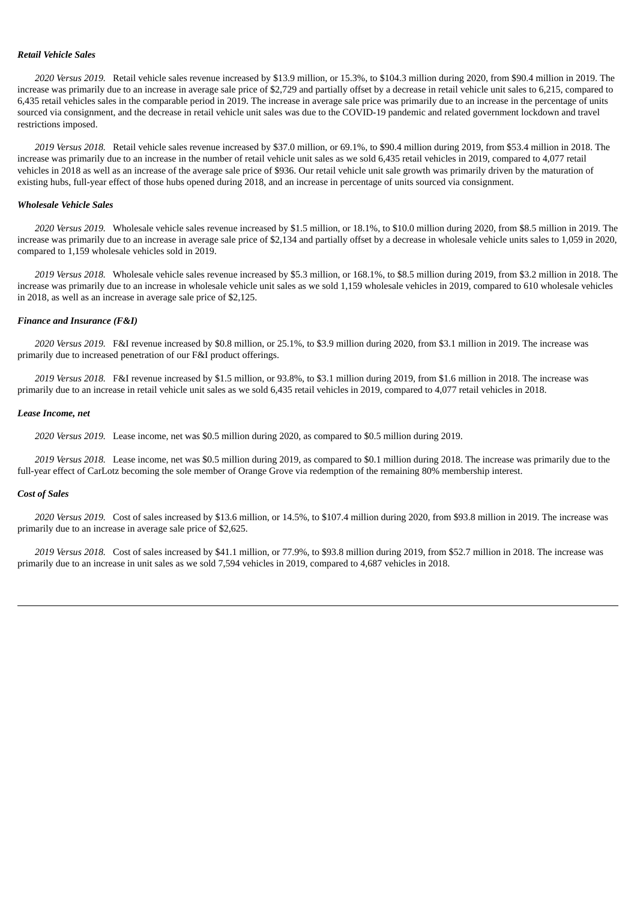### *Retail Vehicle Sales*

*2020 Versus 2019.* Retail vehicle sales revenue increased by $13.9 million, or 15.3%, to $104.3 million during 2020, from $90.4 million in 2019. The increase was primarily due to an increase in average sale price of $2,729 and partially offset by a decrease in retail vehicle unit sales to 6,215, compared to 6,435 retail vehicles sales in the comparable period in 2019. The increase in average sale price was primarily due to an increase in the percentage of units sourced via consignment, and the decrease in retail vehicle unit sales was due to the COVID-19 pandemic and related government lockdown and travel restrictions imposed.

*2019 Versus 2018.* Retail vehicle sales revenue increased by $37.0 million, or 69.1%, to $90.4 million during 2019, from $53.4 million in 2018. The increase was primarily due to an increase in the number of retail vehicle unit sales as we sold 6,435 retail vehicles in 2019, compared to 4,077 retail vehicles in 2018 as well as an increase of the average sale price of $936. Our retail vehicle unit sale growth was primarily driven by the maturation of existing hubs, full-year effect of those hubs opened during 2018, and an increase in percentage of units sourced via consignment.

### *Wholesale Vehicle Sales*

*2020 Versus 2019.* Wholesale vehicle sales revenue increased by $1.5 million, or 18.1%, to $10.0 million during 2020, from $8.5 million in 2019. The increase was primarily due to an increase in average sale price of $2,134 and partially offset by a decrease in wholesale vehicle units sales to 1,059 in 2020, compared to 1,159 wholesale vehicles sold in 2019.

*2019 Versus 2018.* Wholesale vehicle sales revenue increased by $5.3 million, or 168.1%, to $8.5 million during 2019, from $3.2 million in 2018. The increase was primarily due to an increase in wholesale vehicle unit sales as we sold 1,159 wholesale vehicles in 2019, compared to 610 wholesale vehicles in 2018, as well as an increase in average sale price of $2,125.

### *Finance and Insurance (F&I)*

*2020 Versus 2019.* F&I revenue increased by $0.8 million, or 25.1%, to $3.9 million during 2020, from $3.1 million in 2019. The increase was primarily due to increased penetration of our F&I product offerings.

*2019 Versus 2018.* F&I revenue increased by $1.5 million, or 93.8%, to $3.1 million during 2019, from $1.6 million in 2018. The increase was primarily due to an increase in retail vehicle unit sales as we sold 6,435 retail vehicles in 2019, compared to 4,077 retail vehicles in 2018.

### *Lease Income, net*

*2020 Versus 2019.* Lease income, net was $0.5 million during 2020, as compared to $0.5 million during 2019.

*2019 Versus 2018.* Lease income, net was $0.5 million during 2019, as compared to $0.1 million during 2018. The increase was primarily due to the full-year effect of CarLotz becoming the sole member of Orange Grove via redemption of the remaining 80% membership interest.

### *Cost of Sales*

*2020 Versus 2019.* Cost of sales increased by $13.6 million, or 14.5%, to $107.4 million during 2020, from $93.8 million in 2019. The increase was primarily due to an increase in average sale price of $2,625.

*2019 Versus 2018.* Cost of sales increased by $41.1 million, or 77.9%, to $93.8 million during 2019, from $52.7 million in 2018. The increase was primarily due to an increase in unit sales as we sold 7,594 vehicles in 2019, compared to 4,687 vehicles in 2018.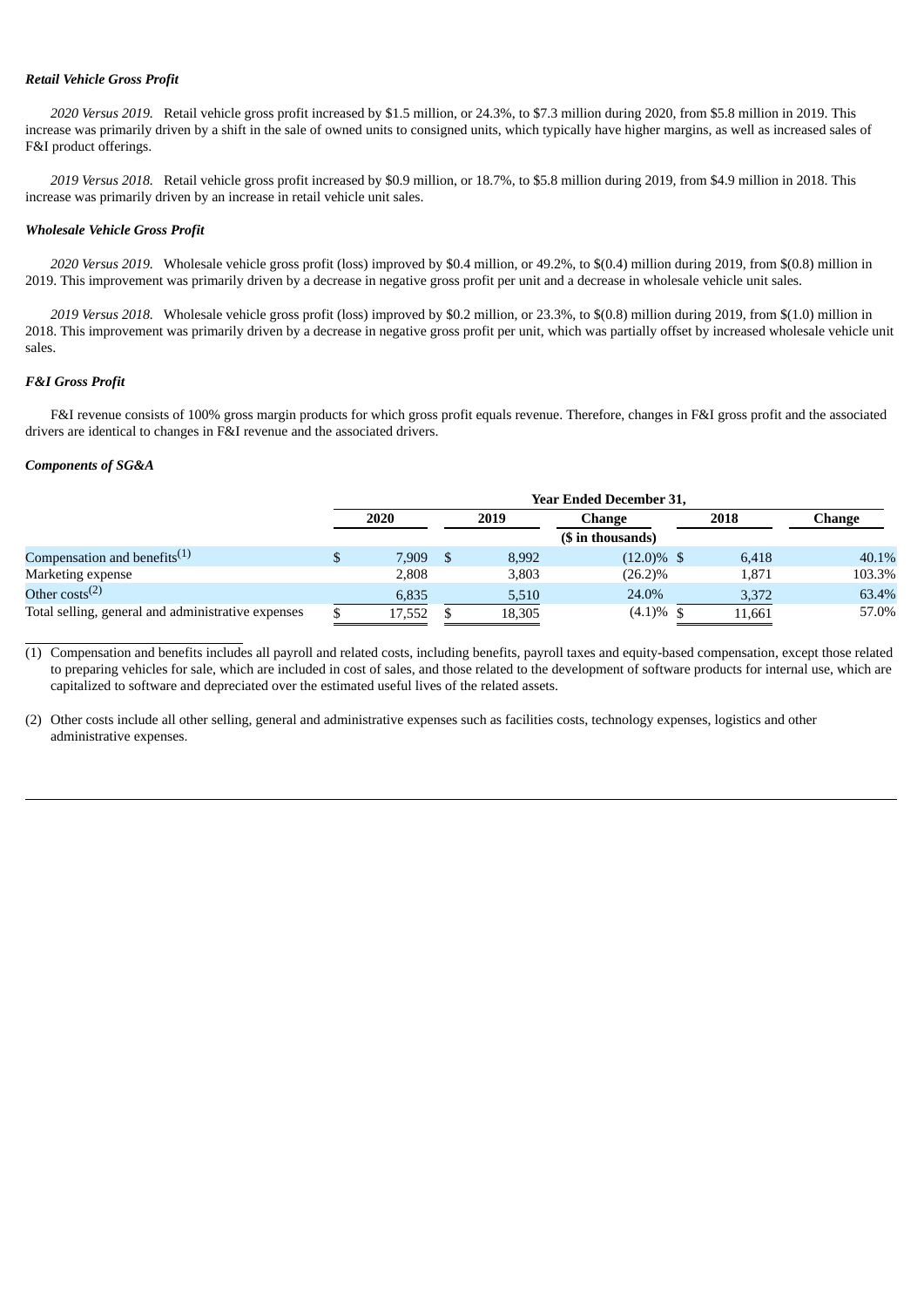***Retail Vehicle Gross Profit***

*2020 Versus 2019.* Retail vehicle gross profit increased by $1.5 million, or 24.3%, to $7.3 million during 2020, from $5.8 million in 2019. This increase was primarily driven by a shift in the sale of owned units to consigned units, which typically have higher margins, as well as increased sales of F&I product offerings.

*2019 Versus 2018.* Retail vehicle gross profit increased by $0.9 million, or 18.7%, to $5.8 million during 2019, from $4.9 million in 2018. This increase was primarily driven by an increase in retail vehicle unit sales.

***Wholesale Vehicle Gross Profit***

*2020 Versus 2019.* Wholesale vehicle gross profit (loss) improved by $0.4 million, or 49.2%, to $(0.4) million during 2019, from $(0.8) million in 2019. This improvement was primarily driven by a decrease in negative gross profit per unit and a decrease in wholesale vehicle unit sales.

*2019 Versus 2018.* Wholesale vehicle gross profit (loss) improved by $0.2 million, or 23.3%, to $(0.8) million during 2019, from $(1.0) million in 2018. This improvement was primarily driven by a decrease in negative gross profit per unit, which was partially offset by increased wholesale vehicle unit sales.

***F&I Gross Profit***

F&I revenue consists of 100% gross margin products for which gross profit equals revenue. Therefore, changes in F&I gross profit and the associated drivers are identical to changes in F&I revenue and the associated drivers.

***Components of SG&A***

| | Year Ended December 31, | | | | |
|---|---|---|---|---|---|
| | 2020 | 2019 | Change | 2018 | Change |
| | | | ($ in thousands) | | |
| Compensation and benefits[1] | $ 7,909 | $ 8,992 | (12.0)% | $ 6,418 | 40.1% |
| Marketing expense | 2,808 | 3,803 | (26.2)% | 1,871 | 103.3% |
| Other costs[2] | 6,835 | 5,510 | 24.0% | 3,372 | 63.4% |
| Total selling, general and administrative expenses | $ 17,552 | $ 18,305 | (4.1)% | $ 11,661 | 57.0% |

(1) Compensation and benefits includes all payroll and related costs, including benefits, payroll taxes and equity-based compensation, except those related to preparing vehicles for sale, which are included in cost of sales, and those related to the development of software products for internal use, which are capitalized to software and depreciated over the estimated useful lives of the related assets.

(2) Other costs include all other selling, general and administrative expenses such as facilities costs, technology expenses, logistics and other administrative expenses.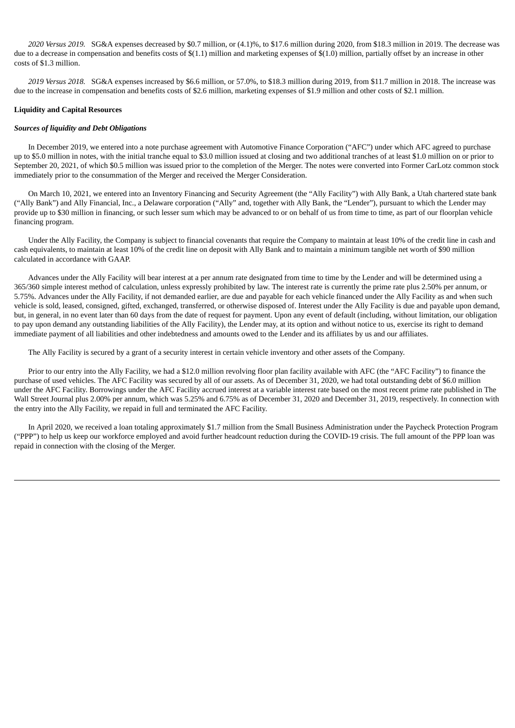*2020 Versus 2019.* SG&A expenses decreased by $0.7 million, or (4.1)%, to $17.6 million during 2020, from $18.3 million in 2019. The decrease was due to a decrease in compensation and benefits costs of $(1.1) million and marketing expenses of $(1.0) million, partially offset by an increase in other costs of $1.3 million.

*2019 Versus 2018.* SG&A expenses increased by $6.6 million, or 57.0%, to $18.3 million during 2019, from $11.7 million in 2018. The increase was due to the increase in compensation and benefits costs of $2.6 million, marketing expenses of $1.9 million and other costs of $2.1 million.

**Liquidity and Capital Resources**

***Sources of liquidity and Debt Obligations***

In December 2019, we entered into a note purchase agreement with Automotive Finance Corporation ("AFC") under which AFC agreed to purchase up to $5.0 million in notes, with the initial tranche equal to $3.0 million issued at closing and two additional tranches of at least $1.0 million on or prior to September 20, 2021, of which $0.5 million was issued prior to the completion of the Merger. The notes were converted into Former CarLotz common stock immediately prior to the consummation of the Merger and received the Merger Consideration.

On March 10, 2021, we entered into an Inventory Financing and Security Agreement (the "Ally Facility") with Ally Bank, a Utah chartered state bank ("Ally Bank") and Ally Financial, Inc., a Delaware corporation ("Ally" and, together with Ally Bank, the "Lender"), pursuant to which the Lender may provide up to $30 million in financing, or such lesser sum which may be advanced to or on behalf of us from time to time, as part of our floorplan vehicle financing program.

Under the Ally Facility, the Company is subject to financial covenants that require the Company to maintain at least 10% of the credit line in cash and cash equivalents, to maintain at least 10% of the credit line on deposit with Ally Bank and to maintain a minimum tangible net worth of $90 million calculated in accordance with GAAP.

Advances under the Ally Facility will bear interest at a per annum rate designated from time to time by the Lender and will be determined using a 365/360 simple interest method of calculation, unless expressly prohibited by law. The interest rate is currently the prime rate plus 2.50% per annum, or 5.75%. Advances under the Ally Facility, if not demanded earlier, are due and payable for each vehicle financed under the Ally Facility as and when such vehicle is sold, leased, consigned, gifted, exchanged, transferred, or otherwise disposed of. Interest under the Ally Facility is due and payable upon demand, but, in general, in no event later than 60 days from the date of request for payment. Upon any event of default (including, without limitation, our obligation to pay upon demand any outstanding liabilities of the Ally Facility), the Lender may, at its option and without notice to us, exercise its right to demand immediate payment of all liabilities and other indebtedness and amounts owed to the Lender and its affiliates by us and our affiliates.

The Ally Facility is secured by a grant of a security interest in certain vehicle inventory and other assets of the Company.

Prior to our entry into the Ally Facility, we had a $12.0 million revolving floor plan facility available with AFC (the "AFC Facility") to finance the purchase of used vehicles. The AFC Facility was secured by all of our assets. As of December 31, 2020, we had total outstanding debt of $6.0 million under the AFC Facility. Borrowings under the AFC Facility accrued interest at a variable interest rate based on the most recent prime rate published in The Wall Street Journal plus 2.00% per annum, which was 5.25% and 6.75% as of December 31, 2020 and December 31, 2019, respectively. In connection with the entry into the Ally Facility, we repaid in full and terminated the AFC Facility.

In April 2020, we received a loan totaling approximately $1.7 million from the Small Business Administration under the Paycheck Protection Program ("PPP") to help us keep our workforce employed and avoid further headcount reduction during the COVID-19 crisis. The full amount of the PPP loan was repaid in connection with the closing of the Merger.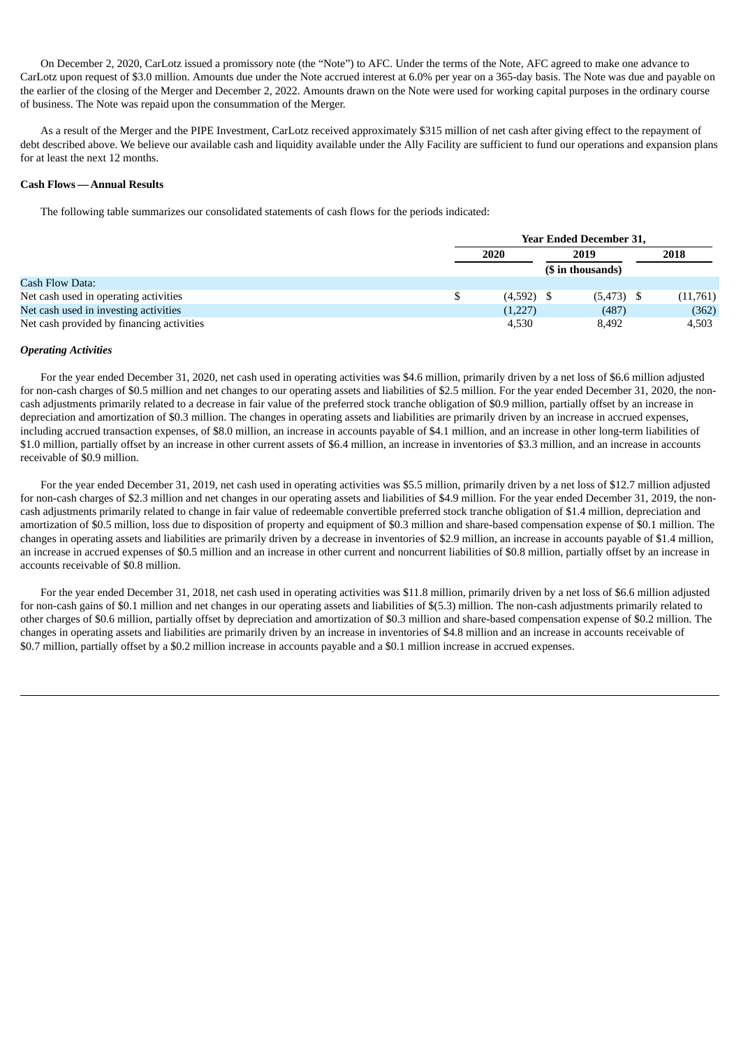On December 2, 2020, CarLotz issued a promissory note (the "Note") to AFC. Under the terms of the Note, AFC agreed to make one advance to CarLotz upon request of $3.0 million. Amounts due under the Note accrued interest at 6.0% per year on a 365-day basis. The Note was due and payable on the earlier of the closing of the Merger and December 2, 2022. Amounts drawn on the Note were used for working capital purposes in the ordinary course of business. The Note was repaid upon the consummation of the Merger.

As a result of the Merger and the PIPE Investment, CarLotz received approximately $315 million of net cash after giving effect to the repayment of debt described above. We believe our available cash and liquidity available under the Ally Facility are sufficient to fund our operations and expansion plans for at least the next 12 months.

**Cash Flows — Annual Results**

The following table summarizes our consolidated statements of cash flows for the periods indicated:

| | Year Ended December 31, | | |
|---|---|---|---|
| | 2020 | 2019 | 2018 |
| | ($ in thousands) | | |
| Cash Flow Data: | | | |
| Net cash used in operating activities | $ (4,592) | $ (5,473) | $ (11,761) |
| Net cash used in investing activities | (1,227) | (487) | (362) |
| Net cash provided by financing activities | 4,530 | 8,492 | 4,503 |

***Operating Activities***

For the year ended December 31, 2020, net cash used in operating activities was $4.6 million, primarily driven by a net loss of $6.6 million adjusted for non-cash charges of $0.5 million and net changes to our operating assets and liabilities of $2.5 million. For the year ended December 31, 2020, the non-cash adjustments primarily related to a decrease in fair value of the preferred stock tranche obligation of $0.9 million, partially offset by an increase in depreciation and amortization of $0.3 million. The changes in operating assets and liabilities are primarily driven by an increase in accrued expenses, including accrued transaction expenses, of $8.0 million, an increase in accounts payable of $4.1 million, and an increase in other long-term liabilities of $1.0 million, partially offset by an increase in other current assets of $6.4 million, an increase in inventories of $3.3 million, and an increase in accounts receivable of $0.9 million.

For the year ended December 31, 2019, net cash used in operating activities was $5.5 million, primarily driven by a net loss of $12.7 million adjusted for non-cash charges of $2.3 million and net changes in our operating assets and liabilities of $4.9 million. For the year ended December 31, 2019, the non-cash adjustments primarily related to change in fair value of redeemable convertible preferred stock tranche obligation of $1.4 million, depreciation and amortization of $0.5 million, loss due to disposition of property and equipment of $0.3 million and share-based compensation expense of $0.1 million. The changes in operating assets and liabilities are primarily driven by a decrease in inventories of $2.9 million, an increase in accounts payable of $1.4 million, an increase in accrued expenses of $0.5 million and an increase in other current and noncurrent liabilities of $0.8 million, partially offset by an increase in accounts receivable of $0.8 million.

For the year ended December 31, 2018, net cash used in operating activities was $11.8 million, primarily driven by a net loss of $6.6 million adjusted for non-cash gains of $0.1 million and net changes in our operating assets and liabilities of $(5.3) million. The non-cash adjustments primarily related to other charges of $0.6 million, partially offset by depreciation and amortization of $0.3 million and share-based compensation expense of $0.2 million. The changes in operating assets and liabilities are primarily driven by an increase in inventories of $4.8 million and an increase in accounts receivable of $0.7 million, partially offset by a $0.2 million increase in accounts payable and a $0.1 million increase in accrued expenses.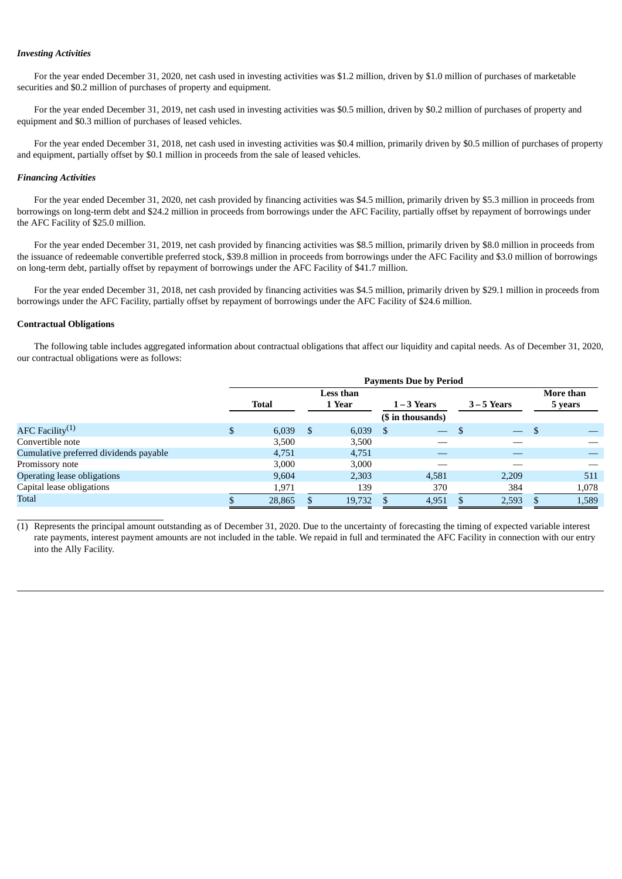***Investing Activities***

For the year ended December 31, 2020, net cash used in investing activities was $1.2 million, driven by $1.0 million of purchases of marketable securities and $0.2 million of purchases of property and equipment.

For the year ended December 31, 2019, net cash used in investing activities was $0.5 million, driven by $0.2 million of purchases of property and equipment and $0.3 million of purchases of leased vehicles.

For the year ended December 31, 2018, net cash used in investing activities was $0.4 million, primarily driven by $0.5 million of purchases of property and equipment, partially offset by $0.1 million in proceeds from the sale of leased vehicles.

***Financing Activities***

For the year ended December 31, 2020, net cash provided by financing activities was $4.5 million, primarily driven by $5.3 million in proceeds from borrowings on long-term debt and $24.2 million in proceeds from borrowings under the AFC Facility, partially offset by repayment of borrowings under the AFC Facility of $25.0 million.

For the year ended December 31, 2019, net cash provided by financing activities was $8.5 million, primarily driven by $8.0 million in proceeds from the issuance of redeemable convertible preferred stock, $39.8 million in proceeds from borrowings under the AFC Facility and $3.0 million of borrowings on long-term debt, partially offset by repayment of borrowings under the AFC Facility of $41.7 million.

For the year ended December 31, 2018, net cash provided by financing activities was $4.5 million, primarily driven by $29.1 million in proceeds from borrowings under the AFC Facility, partially offset by repayment of borrowings under the AFC Facility of $24.6 million.

**Contractual Obligations**

The following table includes aggregated information about contractual obligations that affect our liquidity and capital needs. As of December 31, 2020, our contractual obligations were as follows:

| | Payments Due by Period | | | | |
|---|---|---|---|---|---|
| | Total | Less than 1 Year | 1 – 3 Years | 3 – 5 Years | More than 5 years |
| | | | ($ in thousands) | | |
| AFC Facility[1] | $ 6,039 | $ 6,039 | $ — | $ — | $ — |
| Convertible note | 3,500 | 3,500 | — | — | — |
| Cumulative preferred dividends payable | 4,751 | 4,751 | — | — | — |
| Promissory note | 3,000 | 3,000 | — | — | — |
| Operating lease obligations | 9,604 | 2,303 | 4,581 | 2,209 | 511 |
| Capital lease obligations | 1,971 | 139 | 370 | 384 | 1,078 |
| Total | $ 28,865 | $ 19,732 | $ 4,951 | $ 2,593 | $ 1,589 |

(1) Represents the principal amount outstanding as of December 31, 2020. Due to the uncertainty of forecasting the timing of expected variable interest rate payments, interest payment amounts are not included in the table. We repaid in full and terminated the AFC Facility in connection with our entry into the Ally Facility.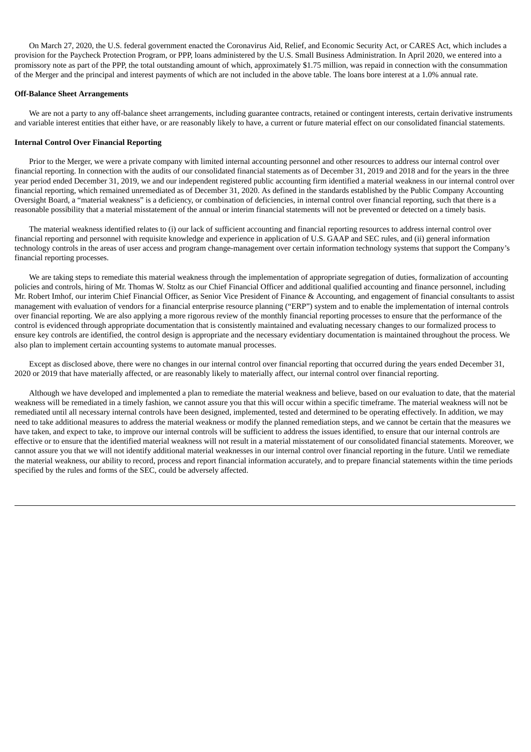On March 27, 2020, the U.S. federal government enacted the Coronavirus Aid, Relief, and Economic Security Act, or CARES Act, which includes a provision for the Paycheck Protection Program, or PPP, loans administered by the U.S. Small Business Administration. In April 2020, we entered into a promissory note as part of the PPP, the total outstanding amount of which, approximately $1.75 million, was repaid in connection with the consummation of the Merger and the principal and interest payments of which are not included in the above table. The loans bore interest at a 1.0% annual rate.

**Off-Balance Sheet Arrangements**

We are not a party to any off-balance sheet arrangements, including guarantee contracts, retained or contingent interests, certain derivative instruments and variable interest entities that either have, or are reasonably likely to have, a current or future material effect on our consolidated financial statements.

**Internal Control Over Financial Reporting**

Prior to the Merger, we were a private company with limited internal accounting personnel and other resources to address our internal control over financial reporting. In connection with the audits of our consolidated financial statements as of December 31, 2019 and 2018 and for the years in the three year period ended December 31, 2019, we and our independent registered public accounting firm identified a material weakness in our internal control over financial reporting, which remained unremediated as of December 31, 2020. As defined in the standards established by the Public Company Accounting Oversight Board, a "material weakness" is a deficiency, or combination of deficiencies, in internal control over financial reporting, such that there is a reasonable possibility that a material misstatement of the annual or interim financial statements will not be prevented or detected on a timely basis.

The material weakness identified relates to (i) our lack of sufficient accounting and financial reporting resources to address internal control over financial reporting and personnel with requisite knowledge and experience in application of U.S. GAAP and SEC rules, and (ii) general information technology controls in the areas of user access and program change-management over certain information technology systems that support the Company's financial reporting processes.

We are taking steps to remediate this material weakness through the implementation of appropriate segregation of duties, formalization of accounting policies and controls, hiring of Mr. Thomas W. Stoltz as our Chief Financial Officer and additional qualified accounting and finance personnel, including Mr. Robert Imhof, our interim Chief Financial Officer, as Senior Vice President of Finance & Accounting, and engagement of financial consultants to assist management with evaluation of vendors for a financial enterprise resource planning ("ERP") system and to enable the implementation of internal controls over financial reporting. We are also applying a more rigorous review of the monthly financial reporting processes to ensure that the performance of the control is evidenced through appropriate documentation that is consistently maintained and evaluating necessary changes to our formalized process to ensure key controls are identified, the control design is appropriate and the necessary evidentiary documentation is maintained throughout the process. We also plan to implement certain accounting systems to automate manual processes.

Except as disclosed above, there were no changes in our internal control over financial reporting that occurred during the years ended December 31, 2020 or 2019 that have materially affected, or are reasonably likely to materially affect, our internal control over financial reporting.

Although we have developed and implemented a plan to remediate the material weakness and believe, based on our evaluation to date, that the material weakness will be remediated in a timely fashion, we cannot assure you that this will occur within a specific timeframe. The material weakness will not be remediated until all necessary internal controls have been designed, implemented, tested and determined to be operating effectively. In addition, we may need to take additional measures to address the material weakness or modify the planned remediation steps, and we cannot be certain that the measures we have taken, and expect to take, to improve our internal controls will be sufficient to address the issues identified, to ensure that our internal controls are effective or to ensure that the identified material weakness will not result in a material misstatement of our consolidated financial statements. Moreover, we cannot assure you that we will not identify additional material weaknesses in our internal control over financial reporting in the future. Until we remediate the material weakness, our ability to record, process and report financial information accurately, and to prepare financial statements within the time periods specified by the rules and forms of the SEC, could be adversely affected.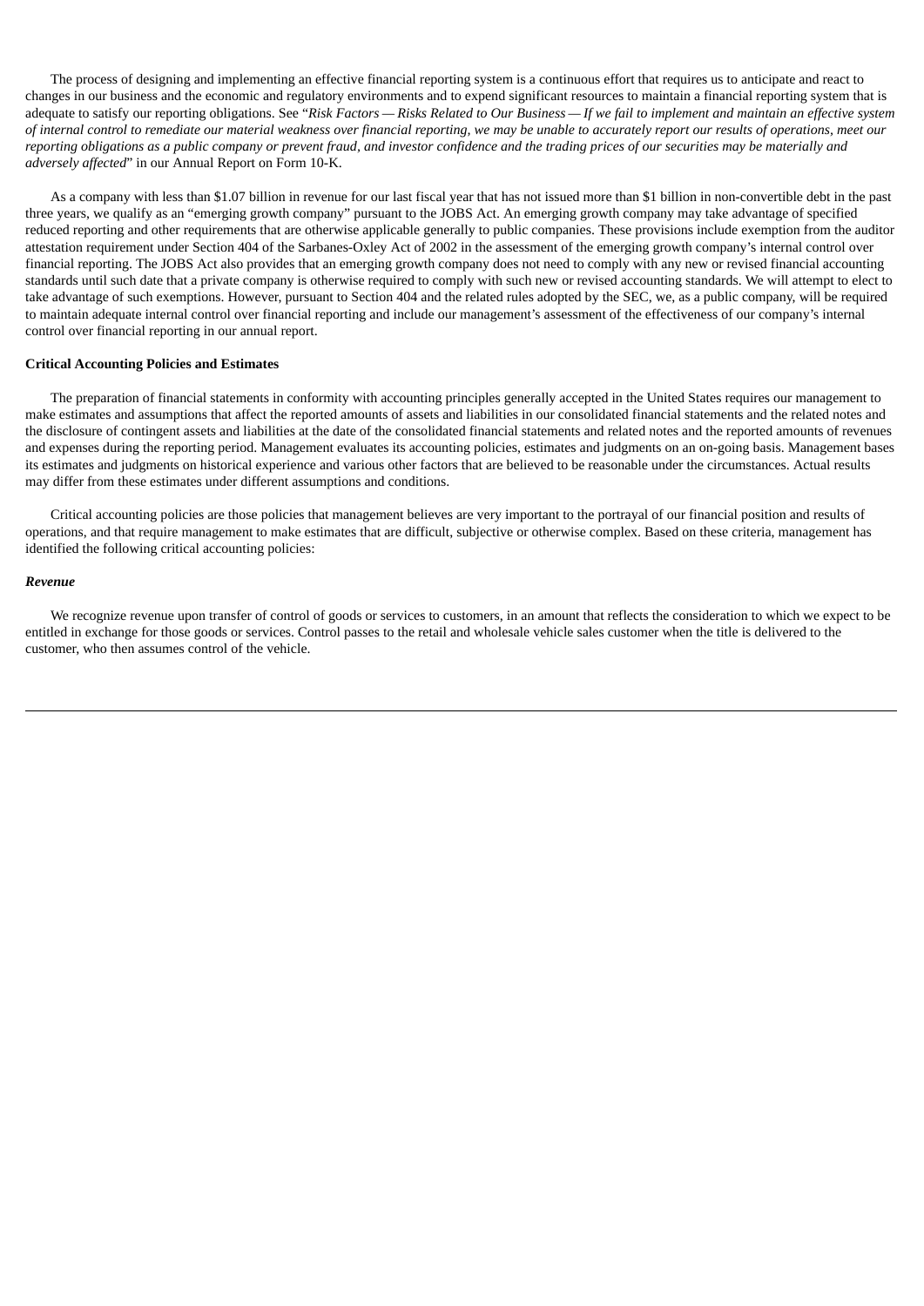The process of designing and implementing an effective financial reporting system is a continuous effort that requires us to anticipate and react to changes in our business and the economic and regulatory environments and to expend significant resources to maintain a financial reporting system that is adequate to satisfy our reporting obligations. See "*Risk Factors — Risks Related to Our Business — If we fail to implement and maintain an effective system of internal control to remediate our material weakness over financial reporting, we may be unable to accurately report our results of operations, meet our reporting obligations as a public company or prevent fraud, and investor confidence and the trading prices of our securities may be materially and adversely affected*" in our Annual Report on Form 10-K.

As a company with less than $1.07 billion in revenue for our last fiscal year that has not issued more than $1 billion in non-convertible debt in the past three years, we qualify as an "emerging growth company" pursuant to the JOBS Act. An emerging growth company may take advantage of specified reduced reporting and other requirements that are otherwise applicable generally to public companies. These provisions include exemption from the auditor attestation requirement under Section 404 of the Sarbanes-Oxley Act of 2002 in the assessment of the emerging growth company's internal control over financial reporting. The JOBS Act also provides that an emerging growth company does not need to comply with any new or revised financial accounting standards until such date that a private company is otherwise required to comply with such new or revised accounting standards. We will attempt to elect to take advantage of such exemptions. However, pursuant to Section 404 and the related rules adopted by the SEC, we, as a public company, will be required to maintain adequate internal control over financial reporting and include our management's assessment of the effectiveness of our company's internal control over financial reporting in our annual report.

**Critical Accounting Policies and Estimates**

The preparation of financial statements in conformity with accounting principles generally accepted in the United States requires our management to make estimates and assumptions that affect the reported amounts of assets and liabilities in our consolidated financial statements and the related notes and the disclosure of contingent assets and liabilities at the date of the consolidated financial statements and related notes and the reported amounts of revenues and expenses during the reporting period. Management evaluates its accounting policies, estimates and judgments on an on-going basis. Management bases its estimates and judgments on historical experience and various other factors that are believed to be reasonable under the circumstances. Actual results may differ from these estimates under different assumptions and conditions.

Critical accounting policies are those policies that management believes are very important to the portrayal of our financial position and results of operations, and that require management to make estimates that are difficult, subjective or otherwise complex. Based on these criteria, management has identified the following critical accounting policies:

***Revenue***

We recognize revenue upon transfer of control of goods or services to customers, in an amount that reflects the consideration to which we expect to be entitled in exchange for those goods or services. Control passes to the retail and wholesale vehicle sales customer when the title is delivered to the customer, who then assumes control of the vehicle.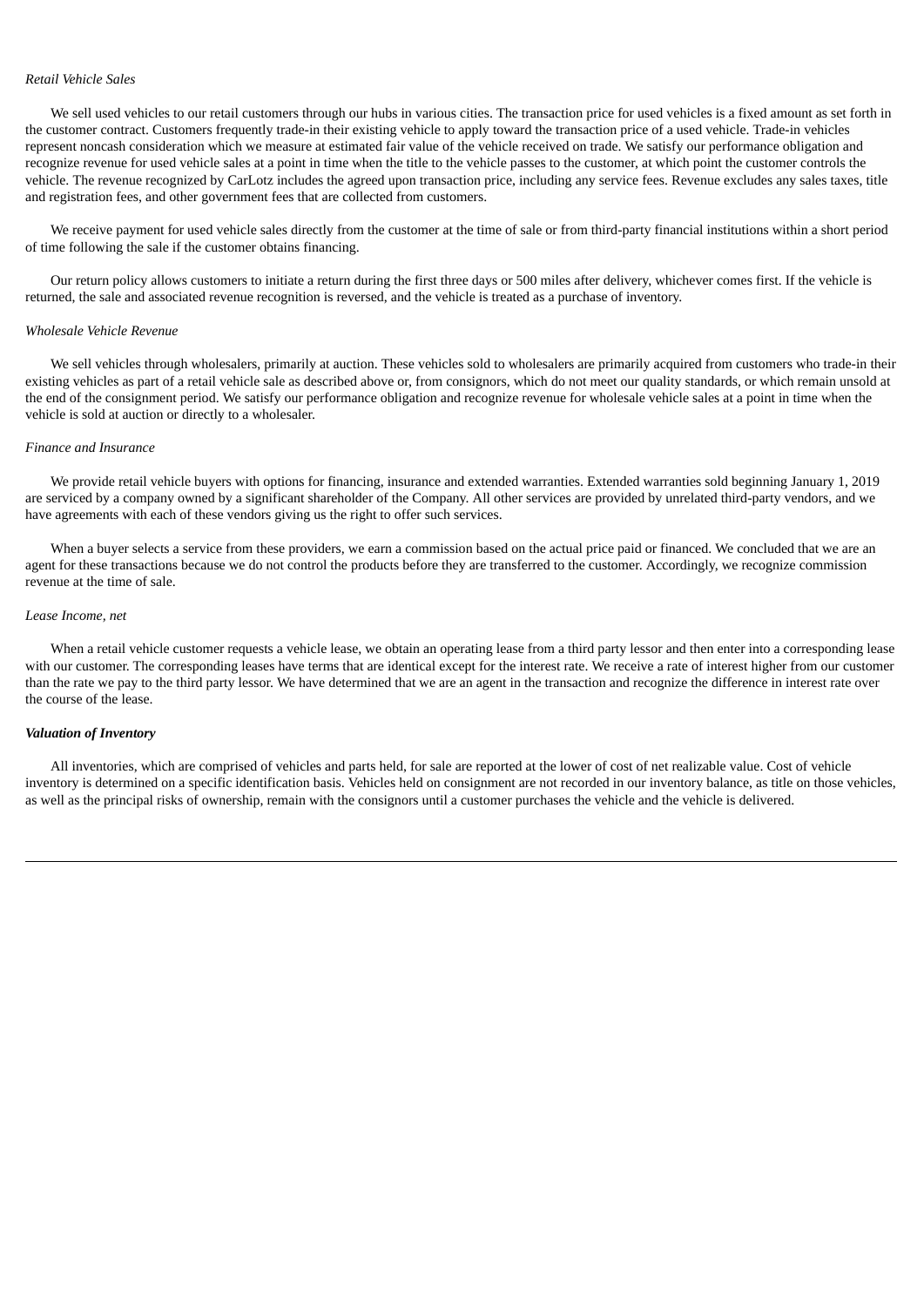*Retail Vehicle Sales*

We sell used vehicles to our retail customers through our hubs in various cities. The transaction price for used vehicles is a fixed amount as set forth in the customer contract. Customers frequently trade-in their existing vehicle to apply toward the transaction price of a used vehicle. Trade-in vehicles represent noncash consideration which we measure at estimated fair value of the vehicle received on trade. We satisfy our performance obligation and recognize revenue for used vehicle sales at a point in time when the title to the vehicle passes to the customer, at which point the customer controls the vehicle. The revenue recognized by CarLotz includes the agreed upon transaction price, including any service fees. Revenue excludes any sales taxes, title and registration fees, and other government fees that are collected from customers.

We receive payment for used vehicle sales directly from the customer at the time of sale or from third-party financial institutions within a short period of time following the sale if the customer obtains financing.

Our return policy allows customers to initiate a return during the first three days or 500 miles after delivery, whichever comes first. If the vehicle is returned, the sale and associated revenue recognition is reversed, and the vehicle is treated as a purchase of inventory.

*Wholesale Vehicle Revenue*

We sell vehicles through wholesalers, primarily at auction. These vehicles sold to wholesalers are primarily acquired from customers who trade-in their existing vehicles as part of a retail vehicle sale as described above or, from consignors, which do not meet our quality standards, or which remain unsold at the end of the consignment period. We satisfy our performance obligation and recognize revenue for wholesale vehicle sales at a point in time when the vehicle is sold at auction or directly to a wholesaler.

*Finance and Insurance*

We provide retail vehicle buyers with options for financing, insurance and extended warranties. Extended warranties sold beginning January 1, 2019 are serviced by a company owned by a significant shareholder of the Company. All other services are provided by unrelated third-party vendors, and we have agreements with each of these vendors giving us the right to offer such services.

When a buyer selects a service from these providers, we earn a commission based on the actual price paid or financed. We concluded that we are an agent for these transactions because we do not control the products before they are transferred to the customer. Accordingly, we recognize commission revenue at the time of sale.

*Lease Income, net*

When a retail vehicle customer requests a vehicle lease, we obtain an operating lease from a third party lessor and then enter into a corresponding lease with our customer. The corresponding leases have terms that are identical except for the interest rate. We receive a rate of interest higher from our customer than the rate we pay to the third party lessor. We have determined that we are an agent in the transaction and recognize the difference in interest rate over the course of the lease.

***Valuation of Inventory***

All inventories, which are comprised of vehicles and parts held, for sale are reported at the lower of cost of net realizable value. Cost of vehicle inventory is determined on a specific identification basis. Vehicles held on consignment are not recorded in our inventory balance, as title on those vehicles, as well as the principal risks of ownership, remain with the consignors until a customer purchases the vehicle and the vehicle is delivered.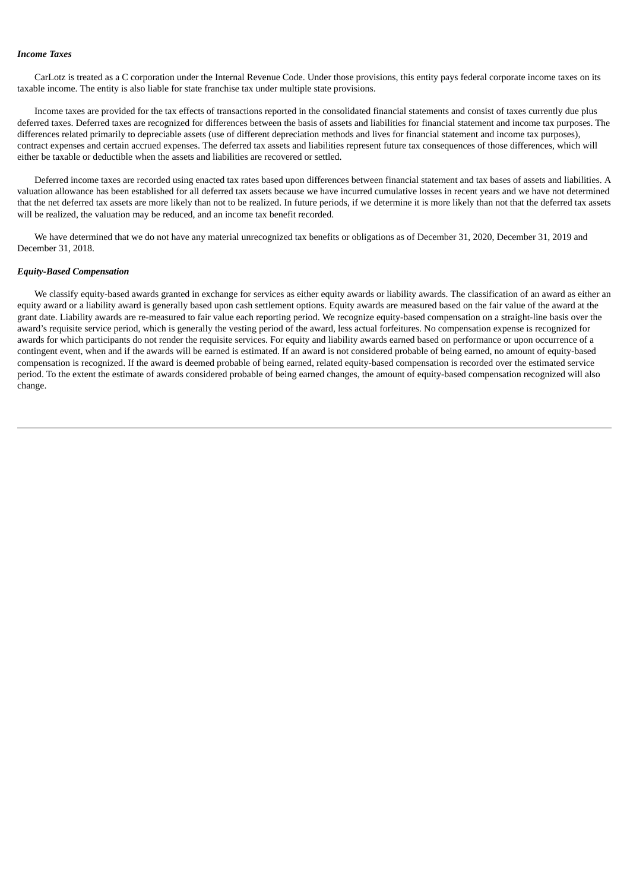***Income Taxes***

CarLotz is treated as a C corporation under the Internal Revenue Code. Under those provisions, this entity pays federal corporate income taxes on its taxable income. The entity is also liable for state franchise tax under multiple state provisions.

Income taxes are provided for the tax effects of transactions reported in the consolidated financial statements and consist of taxes currently due plus deferred taxes. Deferred taxes are recognized for differences between the basis of assets and liabilities for financial statement and income tax purposes. The differences related primarily to depreciable assets (use of different depreciation methods and lives for financial statement and income tax purposes), contract expenses and certain accrued expenses. The deferred tax assets and liabilities represent future tax consequences of those differences, which will either be taxable or deductible when the assets and liabilities are recovered or settled.

Deferred income taxes are recorded using enacted tax rates based upon differences between financial statement and tax bases of assets and liabilities. A valuation allowance has been established for all deferred tax assets because we have incurred cumulative losses in recent years and we have not determined that the net deferred tax assets are more likely than not to be realized. In future periods, if we determine it is more likely than not that the deferred tax assets will be realized, the valuation may be reduced, and an income tax benefit recorded.

We have determined that we do not have any material unrecognized tax benefits or obligations as of December 31, 2020, December 31, 2019 and December 31, 2018.

***Equity-Based Compensation***

We classify equity-based awards granted in exchange for services as either equity awards or liability awards. The classification of an award as either an equity award or a liability award is generally based upon cash settlement options. Equity awards are measured based on the fair value of the award at the grant date. Liability awards are re-measured to fair value each reporting period. We recognize equity-based compensation on a straight-line basis over the award's requisite service period, which is generally the vesting period of the award, less actual forfeitures. No compensation expense is recognized for awards for which participants do not render the requisite services. For equity and liability awards earned based on performance or upon occurrence of a contingent event, when and if the awards will be earned is estimated. If an award is not considered probable of being earned, no amount of equity-based compensation is recognized. If the award is deemed probable of being earned, related equity-based compensation is recorded over the estimated service period. To the extent the estimate of awards considered probable of being earned changes, the amount of equity-based compensation recognized will also change.